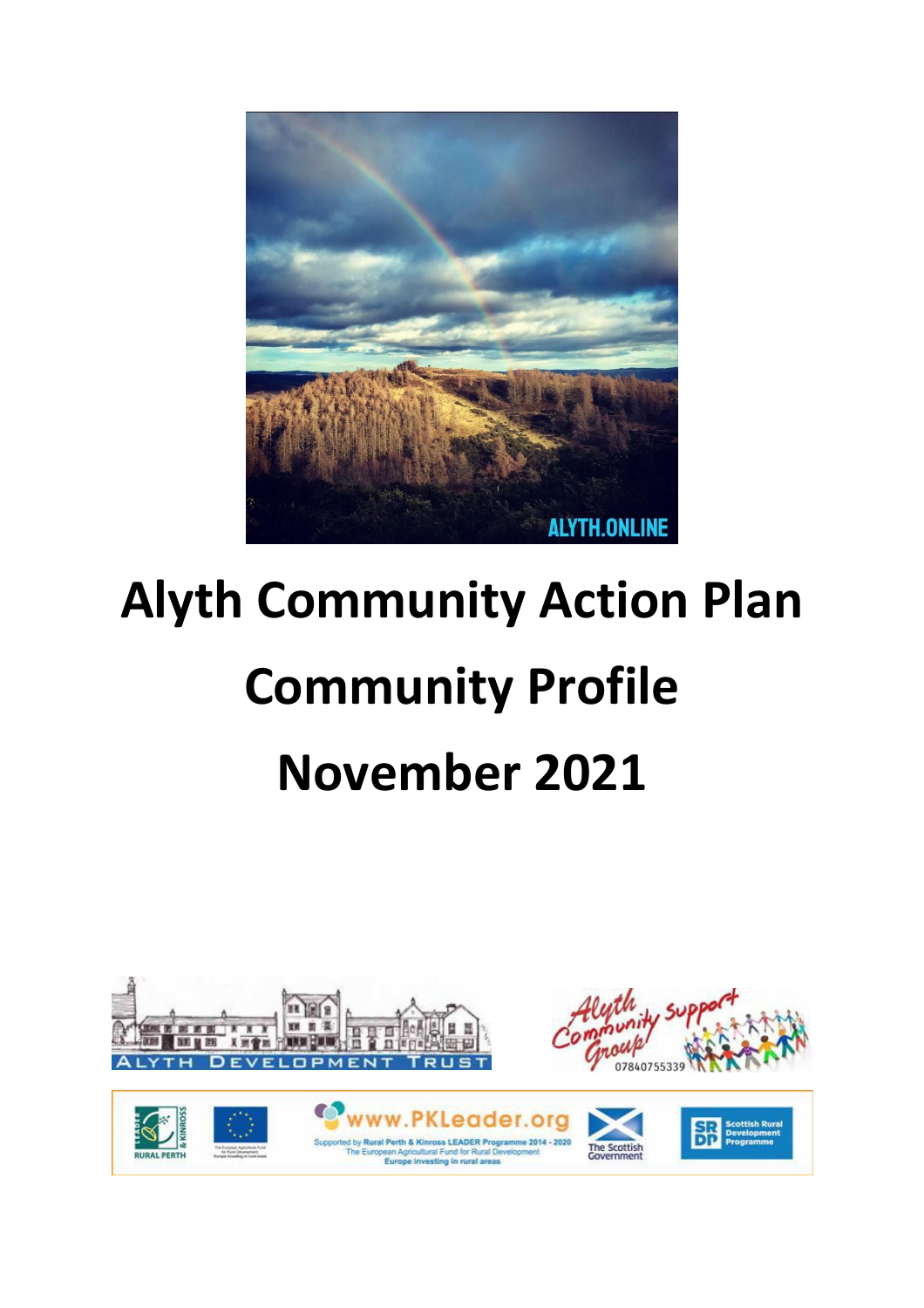# Alyth Community Action Plan

# Community Profile

# November 2021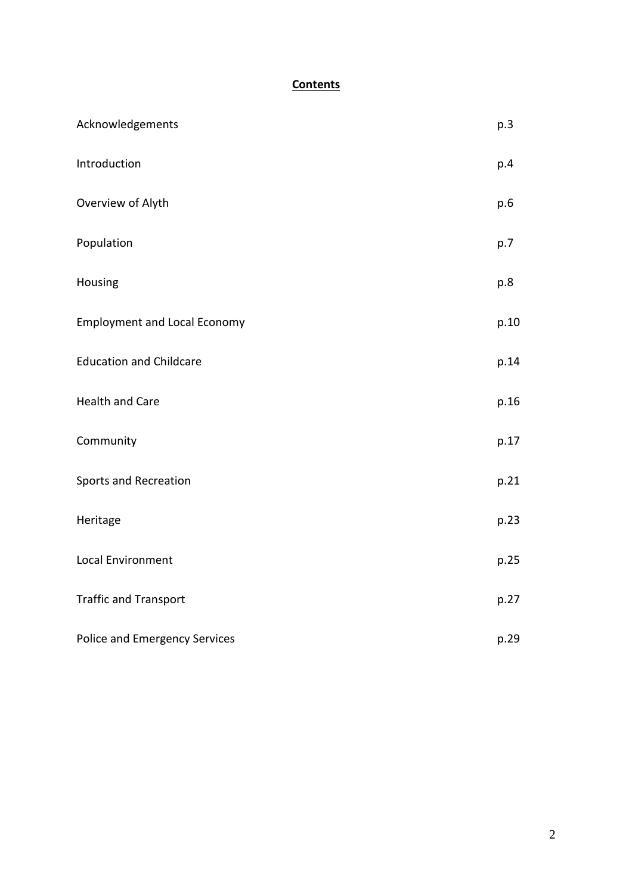## **Contents**

| | |
|---|---|
| Acknowledgements | p.3 |
| Introduction | p.4 |
| Overview of Alyth | p.6 |
| Population | p.7 |
| Housing | p.8 |
| Employment and Local Economy | p.10 |
| Education and Childcare | p.14 |
| Health and Care | p.16 |
| Community | p.17 |
| Sports and Recreation | p.21 |
| Heritage | p.23 |
| Local Environment | p.25 |
| Traffic and Transport | p.27 |
| Police and Emergency Services | p.29 |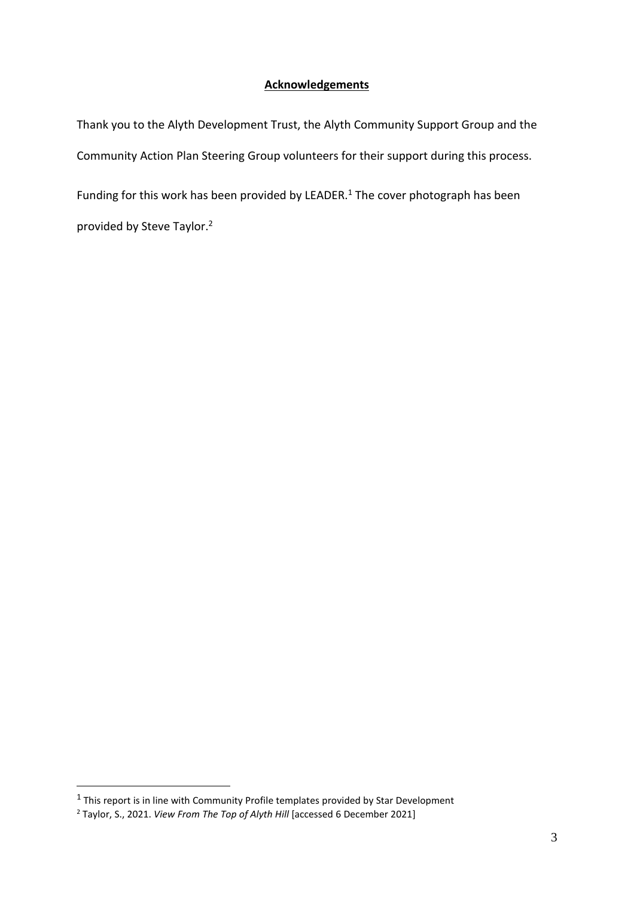## **Acknowledgements**

Thank you to the Alyth Development Trust, the Alyth Community Support Group and the Community Action Plan Steering Group volunteers for their support during this process.

Funding for this work has been provided by LEADER.[1] The cover photograph has been provided by Steve Taylor.[2]

---

[1] This report is in line with Community Profile templates provided by Star Development

[2] Taylor, S., 2021. *View From The Top of Alyth Hill* [accessed 6 December 2021]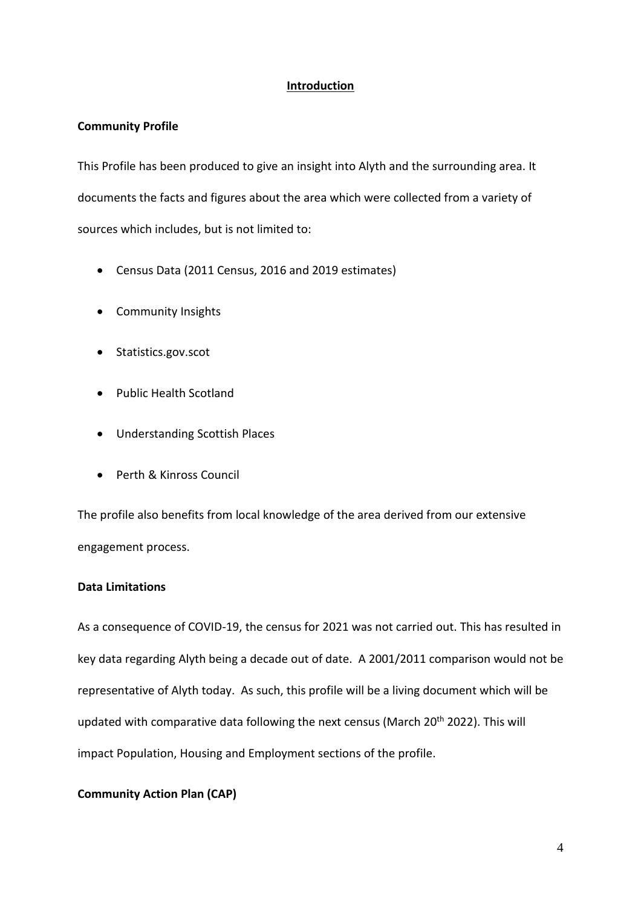# Introduction

## Community Profile

This Profile has been produced to give an insight into Alyth and the surrounding area. It documents the facts and figures about the area which were collected from a variety of sources which includes, but is not limited to:

- Census Data (2011 Census, 2016 and 2019 estimates)
- Community Insights
- Statistics.gov.scot
- Public Health Scotland
- Understanding Scottish Places
- Perth & Kinross Council

The profile also benefits from local knowledge of the area derived from our extensive engagement process.

## Data Limitations

As a consequence of COVID-19, the census for 2021 was not carried out. This has resulted in key data regarding Alyth being a decade out of date. A 2001/2011 comparison would not be representative of Alyth today. As such, this profile will be a living document which will be updated with comparative data following the next census (March 20th 2022). This will impact Population, Housing and Employment sections of the profile.

## Community Action Plan (CAP)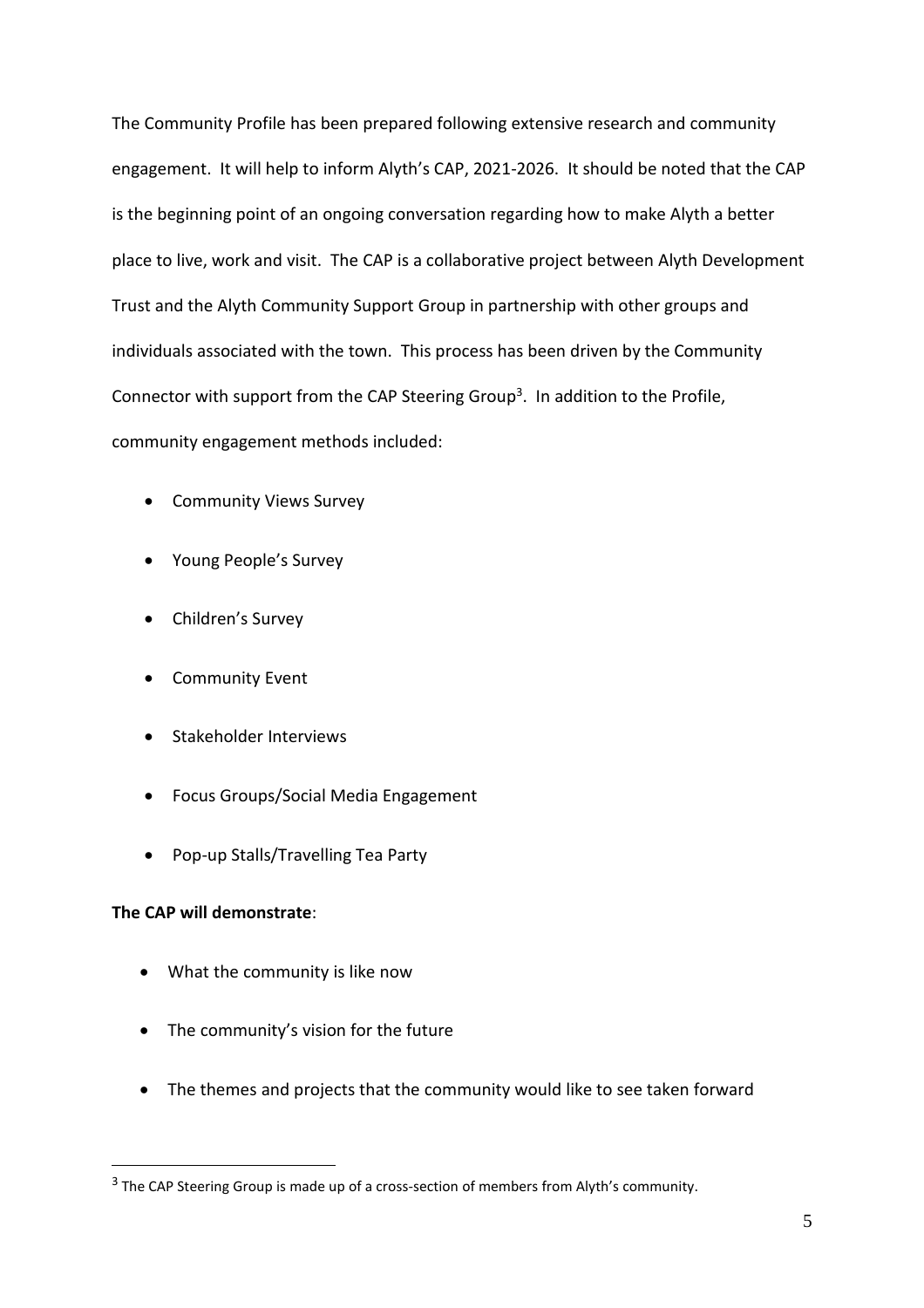The Community Profile has been prepared following extensive research and community engagement. It will help to inform Alyth's CAP, 2021-2026. It should be noted that the CAP is the beginning point of an ongoing conversation regarding how to make Alyth a better place to live, work and visit. The CAP is a collaborative project between Alyth Development Trust and the Alyth Community Support Group in partnership with other groups and individuals associated with the town. This process has been driven by the Community Connector with support from the CAP Steering Group[3]. In addition to the Profile, community engagement methods included:

- Community Views Survey
- Young People's Survey
- Children's Survey
- Community Event
- Stakeholder Interviews
- Focus Groups/Social Media Engagement
- Pop-up Stalls/Travelling Tea Party

**The CAP will demonstrate**:

- What the community is like now
- The community's vision for the future
- The themes and projects that the community would like to see taken forward

---

[3] The CAP Steering Group is made up of a cross-section of members from Alyth's community.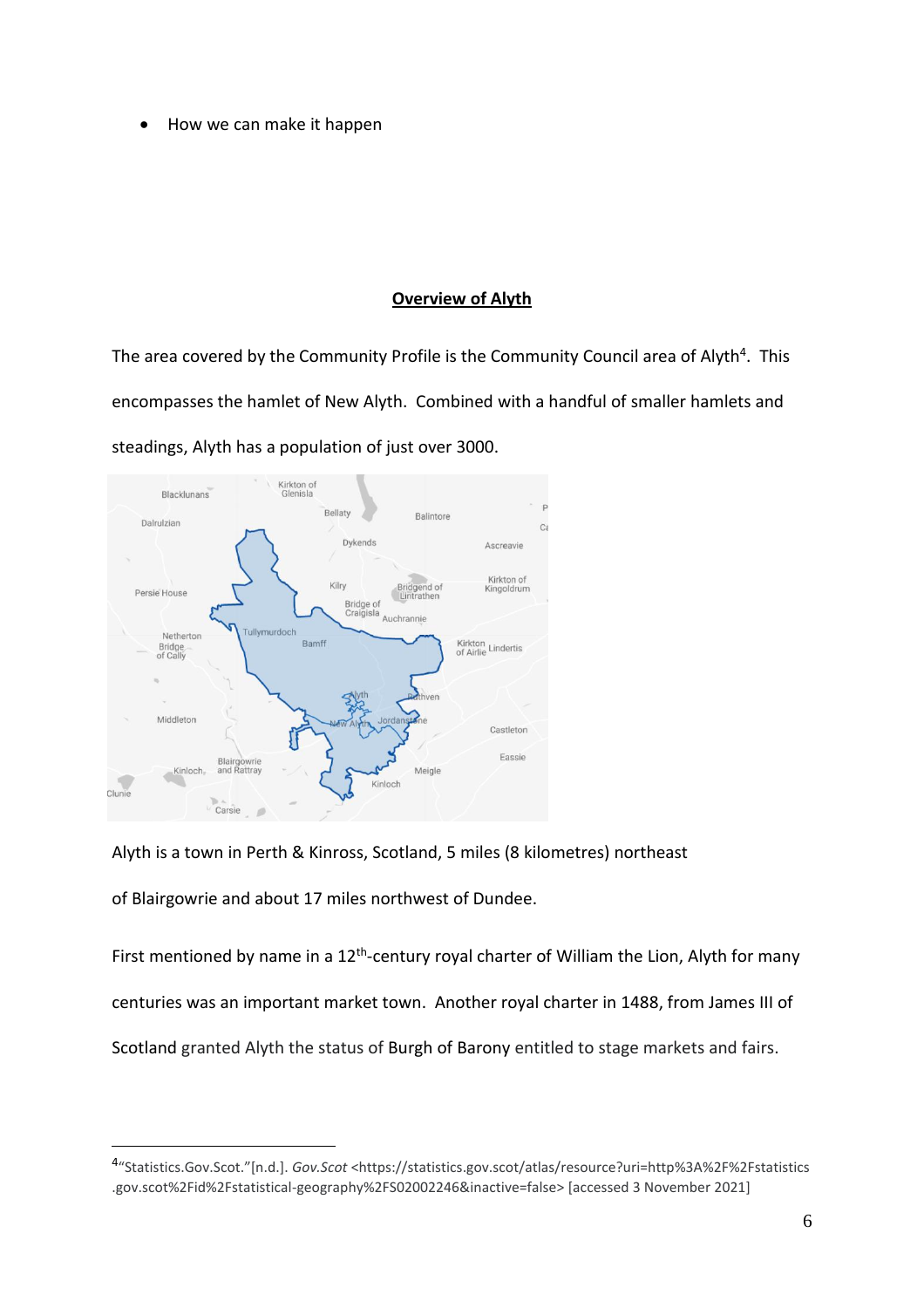- How we can make it happen

## Overview of Alyth

The area covered by the Community Profile is the Community Council area of Alyth[4]. This encompasses the hamlet of New Alyth. Combined with a handful of smaller hamlets and steadings, Alyth has a population of just over 3000.

Alyth is a town in Perth & Kinross, Scotland, 5 miles (8 kilometres) northeast of Blairgowrie and about 17 miles northwest of Dundee.

First mentioned by name in a 12th-century royal charter of William the Lion, Alyth for many centuries was an important market town. Another royal charter in 1488, from James III of Scotland granted Alyth the status of Burgh of Barony entitled to stage markets and fairs.

---

[4] "Statistics.Gov.Scot."[n.d.]. *Gov.Scot* <https://statistics.gov.scot/atlas/resource?uri=http%3A%2F%2Fstatistics.gov.scot%2Fid%2Fstatistical-geography%2FS02002246&inactive=false> [accessed 3 November 2021]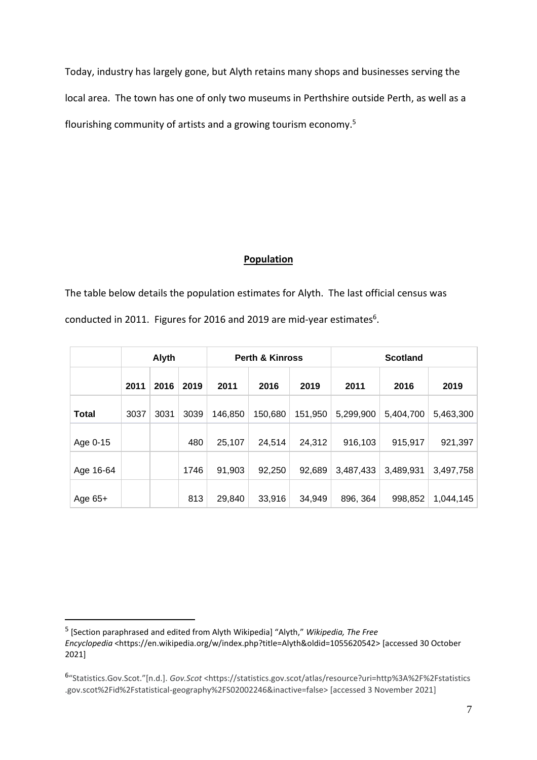Today, industry has largely gone, but Alyth retains many shops and businesses serving the local area. The town has one of only two museums in Perthshire outside Perth, as well as a flourishing community of artists and a growing tourism economy.[5]

## Population

The table below details the population estimates for Alyth. The last official census was conducted in 2011. Figures for 2016 and 2019 are mid-year estimates[6].

| | Alyth | | | Perth & Kinross | | | Scotland | | |
|---|---|---|---|---|---|---|---|---|---|
| | 2011 | 2016 | 2019 | 2011 | 2016 | 2019 | 2011 | 2016 | 2019 |
| **Total** | 3037 | 3031 | 3039 | 146,850 | 150,680 | 151,950 | 5,299,900 | 5,404,700 | 5,463,300 |
| Age 0-15 | | | 480 | 25,107 | 24,514 | 24,312 | 916,103 | 915,917 | 921,397 |
| Age 16-64 | | | 1746 | 91,903 | 92,250 | 92,689 | 3,487,433 | 3,489,931 | 3,497,758 |
| Age 65+ | | | 813 | 29,840 | 33,916 | 34,949 | 896, 364 | 998,852 | 1,044,145 |

---

[5] [Section paraphrased and edited from Alyth Wikipedia] "Alyth," *Wikipedia, The Free Encyclopedia* <https://en.wikipedia.org/w/index.php?title=Alyth&oldid=1055620542> [accessed 30 October 2021]

[6] "Statistics.Gov.Scot."[n.d.]. *Gov.Scot* <https://statistics.gov.scot/atlas/resource?uri=http%3A%2F%2Fstatistics.gov.scot%2Fid%2Fstatistical-geography%2FS02002246&inactive=false> [accessed 3 November 2021]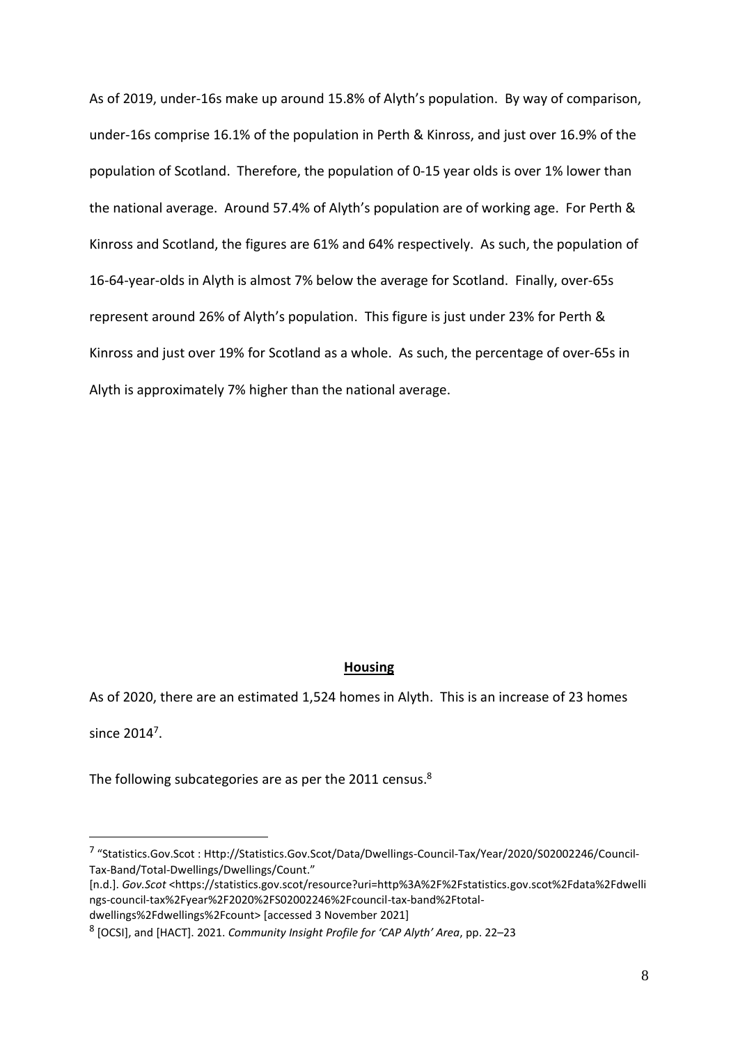As of 2019, under-16s make up around 15.8% of Alyth's population. By way of comparison, under-16s comprise 16.1% of the population in Perth & Kinross, and just over 16.9% of the population of Scotland. Therefore, the population of 0-15 year olds is over 1% lower than the national average. Around 57.4% of Alyth's population are of working age. For Perth & Kinross and Scotland, the figures are 61% and 64% respectively. As such, the population of 16-64-year-olds in Alyth is almost 7% below the average for Scotland. Finally, over-65s represent around 26% of Alyth's population. This figure is just under 23% for Perth & Kinross and just over 19% for Scotland as a whole. As such, the percentage of over-65s in Alyth is approximately 7% higher than the national average.

## **Housing**

As of 2020, there are an estimated 1,524 homes in Alyth. This is an increase of 23 homes since 2014[7].

The following subcategories are as per the 2011 census.[8]

---

[7] "Statistics.Gov.Scot : Http://Statistics.Gov.Scot/Data/Dwellings-Council-Tax/Year/2020/S02002246/Council-Tax-Band/Total-Dwellings/Dwellings/Count."
[n.d.]. *Gov.Scot* <https://statistics.gov.scot/resource?uri=http%3A%2F%2Fstatistics.gov.scot%2Fdata%2Fdwellings-council-tax%2Fyear%2F2020%2FS02002246%2Fcouncil-tax-band%2Ftotal-dwellings%2Fdwellings%2Fcount> [accessed 3 November 2021]

[8] [OCSI], and [HACT]. 2021. *Community Insight Profile for 'CAP Alyth' Area*, pp. 22–23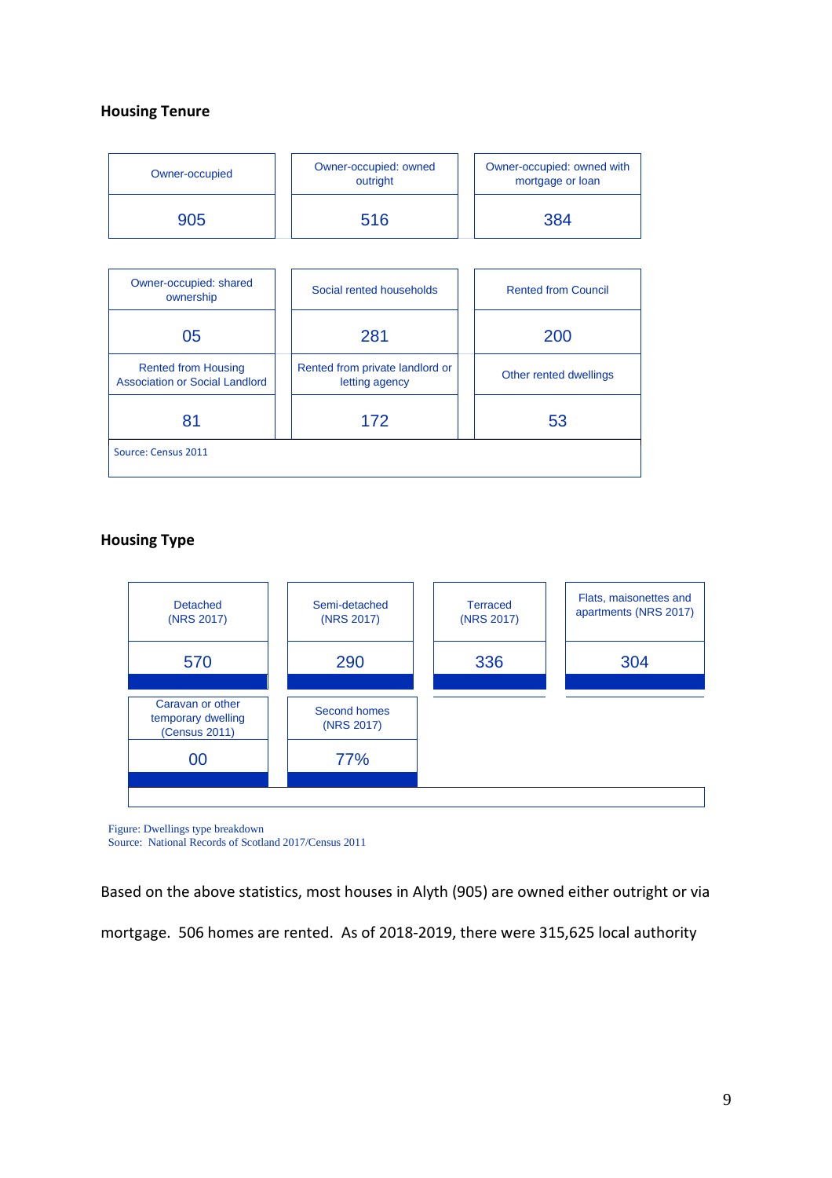### Housing Tenure

| Owner-occupied | Owner-occupied: owned outright | Owner-occupied: owned with mortgage or loan |
|---|---|---|
| 905 | 516 | 384 |

| Owner-occupied: shared ownership | Social rented households | Rented from Council |
|---|---|---|
| 05 | 281 | 200 |
| **Rented from Housing Association or Social Landlord** | **Rented from private landlord or letting agency** | **Other rented dwellings** |
| 81 | 172 | 53 |

Source: Census 2011

### Housing Type

| Detached (NRS 2017) | Semi-detached (NRS 2017) | Terraced (NRS 2017) | Flats, maisonettes and apartments (NRS 2017) |
|---|---|---|---|
| 570 | 290 | 336 | 304 |
| **Caravan or other temporary dwelling (Census 2011)** | **Second homes (NRS 2017)** | | |
| 00 | 77% | | |

Figure: Dwellings type breakdown
Source: National Records of Scotland 2017/Census 2011

Based on the above statistics, most houses in Alyth (905) are owned either outright or via mortgage. 506 homes are rented. As of 2018-2019, there were 315,625 local authority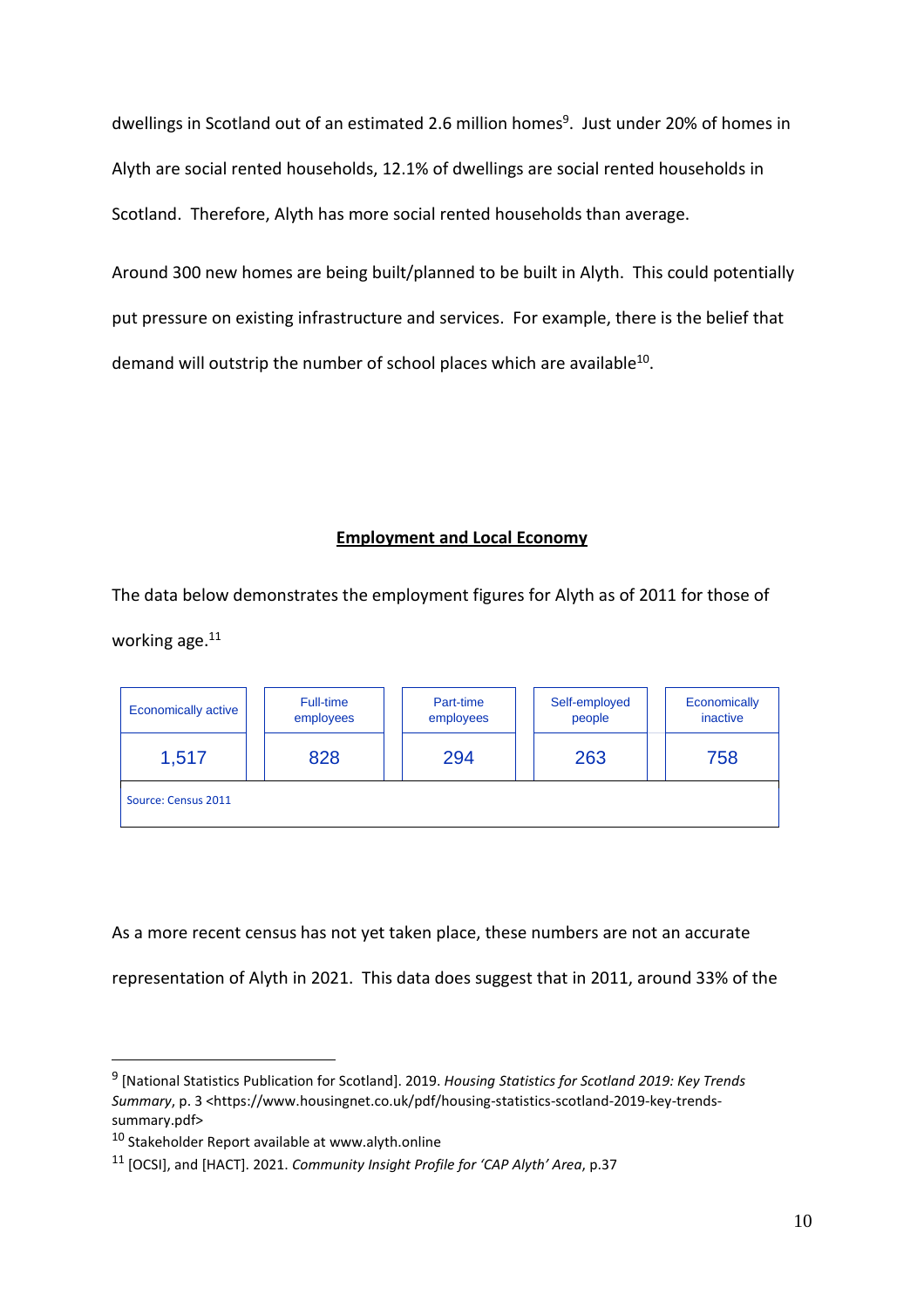dwellings in Scotland out of an estimated 2.6 million homes[9]. Just under 20% of homes in Alyth are social rented households, 12.1% of dwellings are social rented households in Scotland. Therefore, Alyth has more social rented households than average.

Around 300 new homes are being built/planned to be built in Alyth. This could potentially put pressure on existing infrastructure and services. For example, there is the belief that demand will outstrip the number of school places which are available[10].

## Employment and Local Economy

The data below demonstrates the employment figures for Alyth as of 2011 for those of working age.[11]

| Economically active | Full-time employees | Part-time employees | Self-employed people | Economically inactive |
|---|---|---|---|---|
| 1,517 | 828 | 294 | 263 | 758 |
| Source: Census 2011 | | | | |

As a more recent census has not yet taken place, these numbers are not an accurate representation of Alyth in 2021. This data does suggest that in 2011, around 33% of the

---

[9] [National Statistics Publication for Scotland]. 2019. *Housing Statistics for Scotland 2019: Key Trends Summary*, p. 3 <https://www.housingnet.co.uk/pdf/housing-statistics-scotland-2019-key-trends-summary.pdf>

[10] Stakeholder Report available at www.alyth.online

[11] [OCSI], and [HACT]. 2021. *Community Insight Profile for 'CAP Alyth' Area*, p.37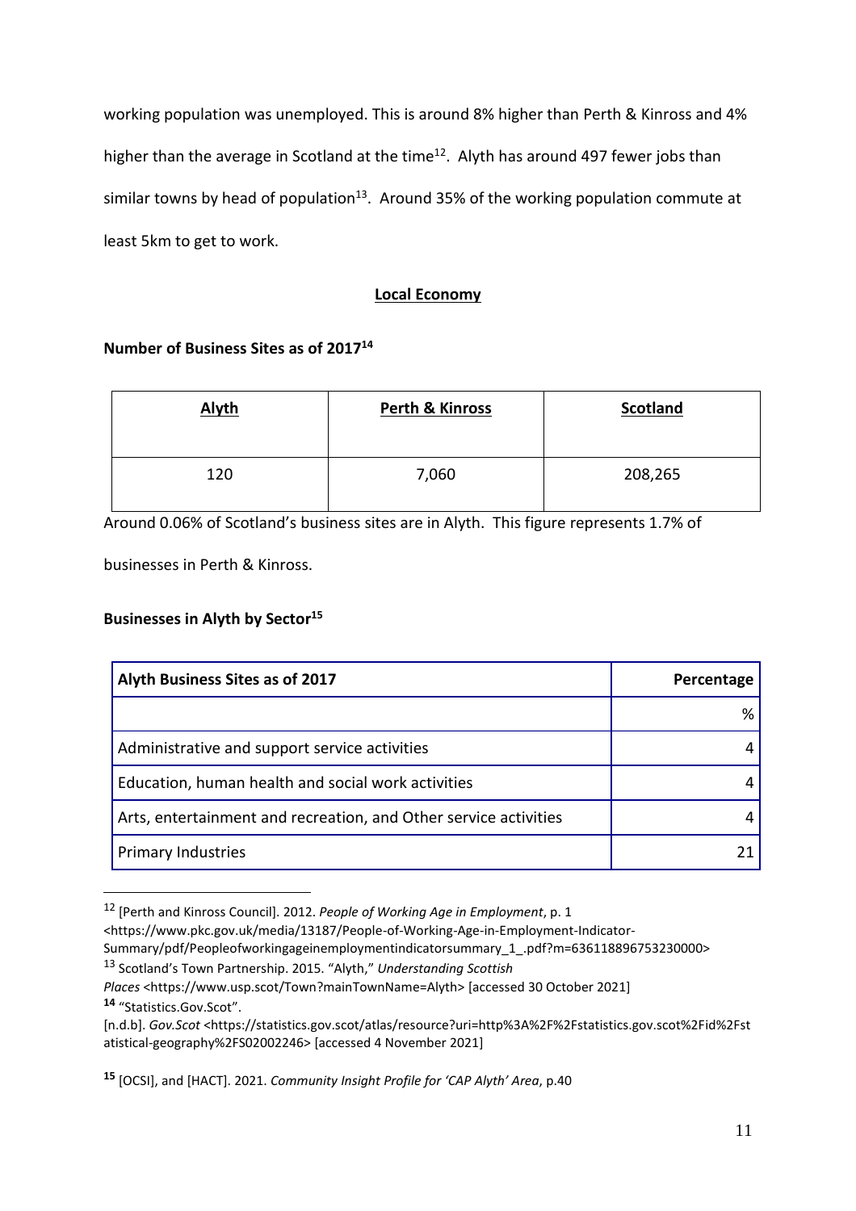working population was unemployed. This is around 8% higher than Perth & Kinross and 4% higher than the average in Scotland at the time[12]. Alyth has around 497 fewer jobs than similar towns by head of population[13]. Around 35% of the working population commute at least 5km to get to work.

## Local Economy

**Number of Business Sites as of 2017[14]**

| Alyth | Perth & Kinross | Scotland |
|---|---|---|
| 120 | 7,060 | 208,265 |

Around 0.06% of Scotland's business sites are in Alyth. This figure represents 1.7% of businesses in Perth & Kinross.

**Businesses in Alyth by Sector[15]**

| Alyth Business Sites as of 2017 | Percentage |
|---|---|
| | % |
| Administrative and support service activities | 4 |
| Education, human health and social work activities | 4 |
| Arts, entertainment and recreation, and Other service activities | 4 |
| Primary Industries | 21 |

---

[12] [Perth and Kinross Council]. 2012. *People of Working Age in Employment*, p. 1 <https://www.pkc.gov.uk/media/13187/People-of-Working-Age-in-Employment-Indicator-Summary/pdf/Peopleofworkingageinemploymentindicatorsummary_1_.pdf?m=636118896753230000>

[13] Scotland's Town Partnership. 2015. "Alyth," *Understanding Scottish Places* <https://www.usp.scot/Town?mainTownName=Alyth> [accessed 30 October 2021]

**14** "Statistics.Gov.Scot". [n.d.b]. *Gov.Scot* <https://statistics.gov.scot/atlas/resource?uri=http%3A%2F%2Fstatistics.gov.scot%2Fid%2Fstatistical-geography%2FS02002246> [accessed 4 November 2021]

**15** [OCSI], and [HACT]. 2021. *Community Insight Profile for 'CAP Alyth' Area*, p.40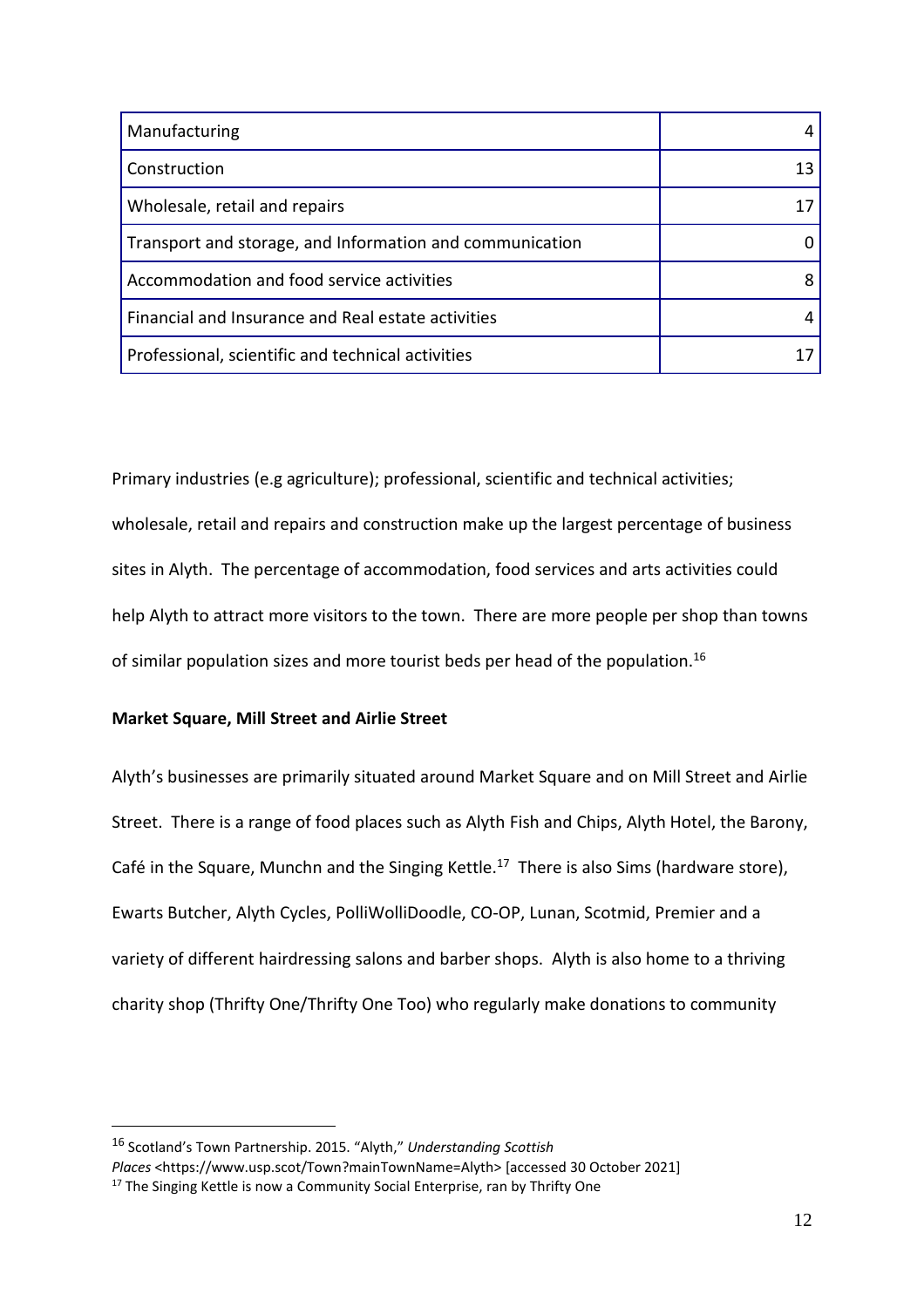| Manufacturing | 4 |
| --- | --- |
| Construction | 13 |
| Wholesale, retail and repairs | 17 |
| Transport and storage, and Information and communication | 0 |
| Accommodation and food service activities | 8 |
| Financial and Insurance and Real estate activities | 4 |
| Professional, scientific and technical activities | 17 |

Primary industries (e.g agriculture); professional, scientific and technical activities; wholesale, retail and repairs and construction make up the largest percentage of business sites in Alyth. The percentage of accommodation, food services and arts activities could help Alyth to attract more visitors to the town. There are more people per shop than towns of similar population sizes and more tourist beds per head of the population.[16]

**Market Square, Mill Street and Airlie Street**

Alyth's businesses are primarily situated around Market Square and on Mill Street and Airlie Street. There is a range of food places such as Alyth Fish and Chips, Alyth Hotel, the Barony, Café in the Square, Munchn and the Singing Kettle.[17] There is also Sims (hardware store), Ewarts Butcher, Alyth Cycles, PolliWolliDoodle, CO-OP, Lunan, Scotmid, Premier and a variety of different hairdressing salons and barber shops. Alyth is also home to a thriving charity shop (Thrifty One/Thrifty One Too) who regularly make donations to community

[16] Scotland's Town Partnership. 2015. "Alyth," *Understanding Scottish Places* <https://www.usp.scot/Town?mainTownName=Alyth> [accessed 30 October 2021]

[17] The Singing Kettle is now a Community Social Enterprise, ran by Thrifty One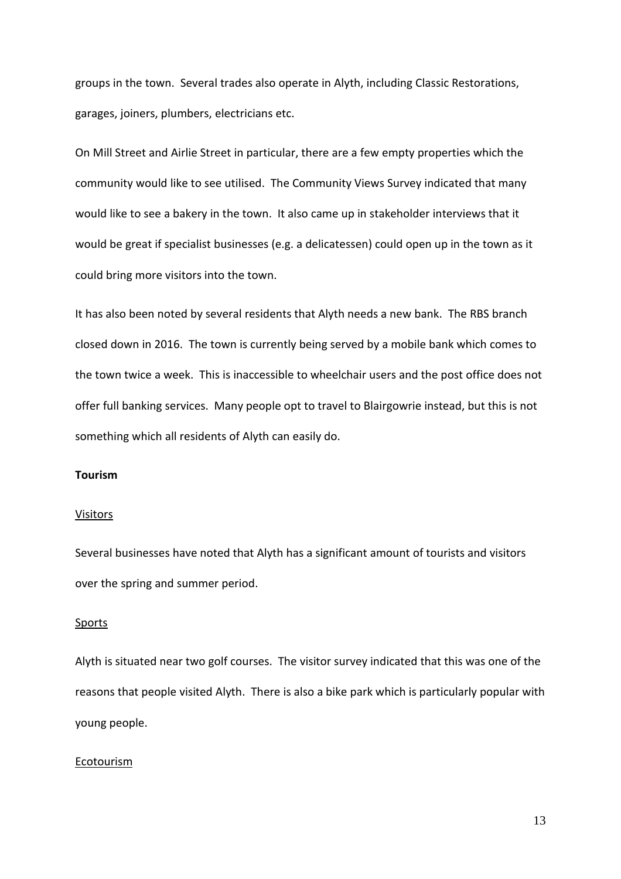groups in the town. Several trades also operate in Alyth, including Classic Restorations, garages, joiners, plumbers, electricians etc.

On Mill Street and Airlie Street in particular, there are a few empty properties which the community would like to see utilised. The Community Views Survey indicated that many would like to see a bakery in the town. It also came up in stakeholder interviews that it would be great if specialist businesses (e.g. a delicatessen) could open up in the town as it could bring more visitors into the town.

It has also been noted by several residents that Alyth needs a new bank. The RBS branch closed down in 2016. The town is currently being served by a mobile bank which comes to the town twice a week. This is inaccessible to wheelchair users and the post office does not offer full banking services. Many people opt to travel to Blairgowrie instead, but this is not something which all residents of Alyth can easily do.

**Tourism**

<u>Visitors</u>

Several businesses have noted that Alyth has a significant amount of tourists and visitors over the spring and summer period.

<u>Sports</u>

Alyth is situated near two golf courses. The visitor survey indicated that this was one of the reasons that people visited Alyth. There is also a bike park which is particularly popular with young people.

<u>Ecotourism</u>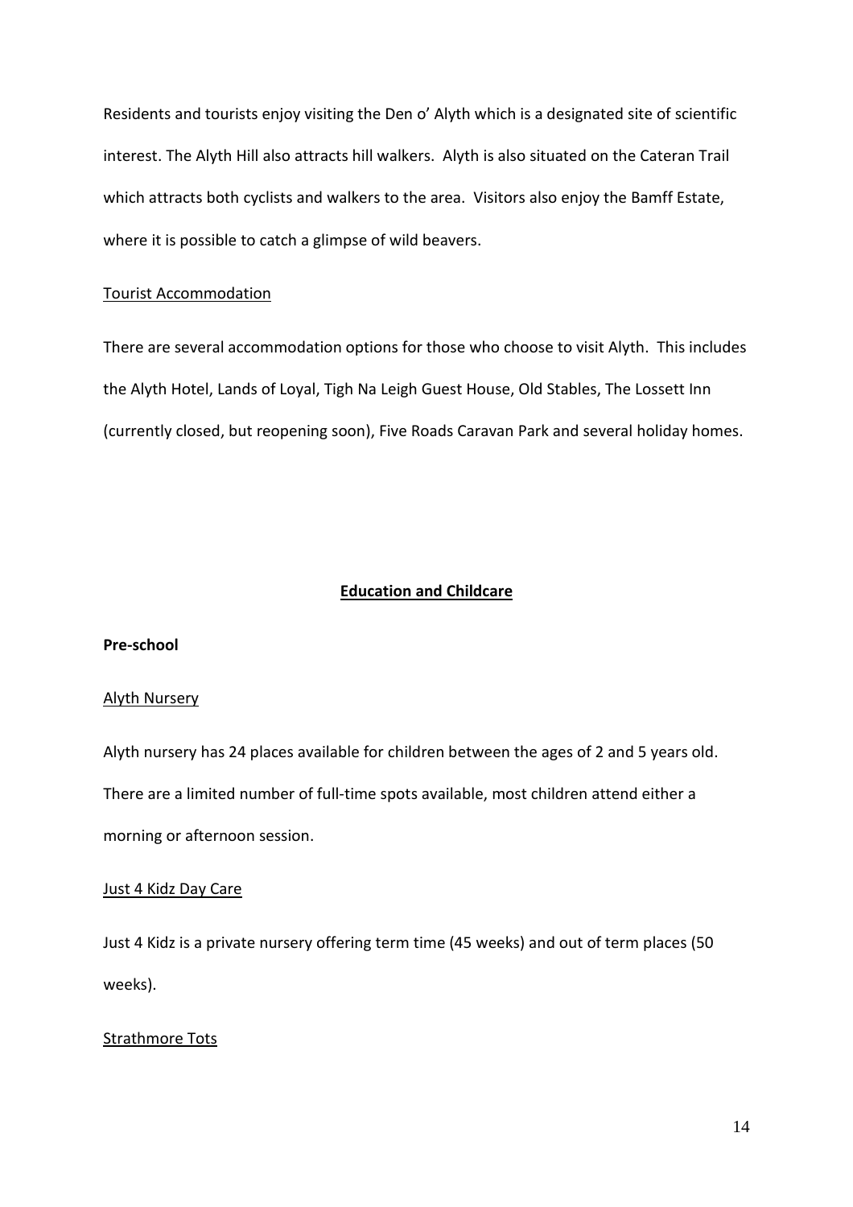Residents and tourists enjoy visiting the Den o' Alyth which is a designated site of scientific interest. The Alyth Hill also attracts hill walkers. Alyth is also situated on the Cateran Trail which attracts both cyclists and walkers to the area. Visitors also enjoy the Bamff Estate, where it is possible to catch a glimpse of wild beavers.

Tourist Accommodation

There are several accommodation options for those who choose to visit Alyth. This includes the Alyth Hotel, Lands of Loyal, Tigh Na Leigh Guest House, Old Stables, The Lossett Inn (currently closed, but reopening soon), Five Roads Caravan Park and several holiday homes.

## Education and Childcare

**Pre-school**

Alyth Nursery

Alyth nursery has 24 places available for children between the ages of 2 and 5 years old. There are a limited number of full-time spots available, most children attend either a morning or afternoon session.

Just 4 Kidz Day Care

Just 4 Kidz is a private nursery offering term time (45 weeks) and out of term places (50 weeks).

Strathmore Tots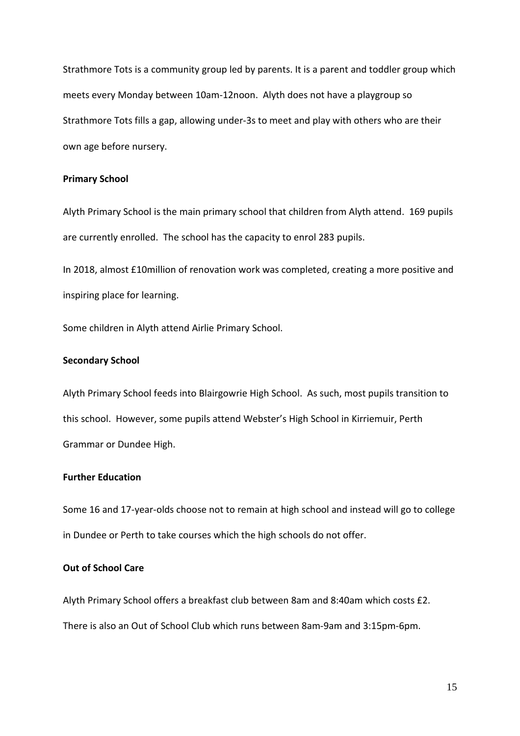Strathmore Tots is a community group led by parents. It is a parent and toddler group which meets every Monday between 10am-12noon. Alyth does not have a playgroup so Strathmore Tots fills a gap, allowing under-3s to meet and play with others who are their own age before nursery.

**Primary School**

Alyth Primary School is the main primary school that children from Alyth attend. 169 pupils are currently enrolled. The school has the capacity to enrol 283 pupils.

In 2018, almost £10million of renovation work was completed, creating a more positive and inspiring place for learning.

Some children in Alyth attend Airlie Primary School.

**Secondary School**

Alyth Primary School feeds into Blairgowrie High School. As such, most pupils transition to this school. However, some pupils attend Webster's High School in Kirriemuir, Perth Grammar or Dundee High.

**Further Education**

Some 16 and 17-year-olds choose not to remain at high school and instead will go to college in Dundee or Perth to take courses which the high schools do not offer.

**Out of School Care**

Alyth Primary School offers a breakfast club between 8am and 8:40am which costs £2. There is also an Out of School Club which runs between 8am-9am and 3:15pm-6pm.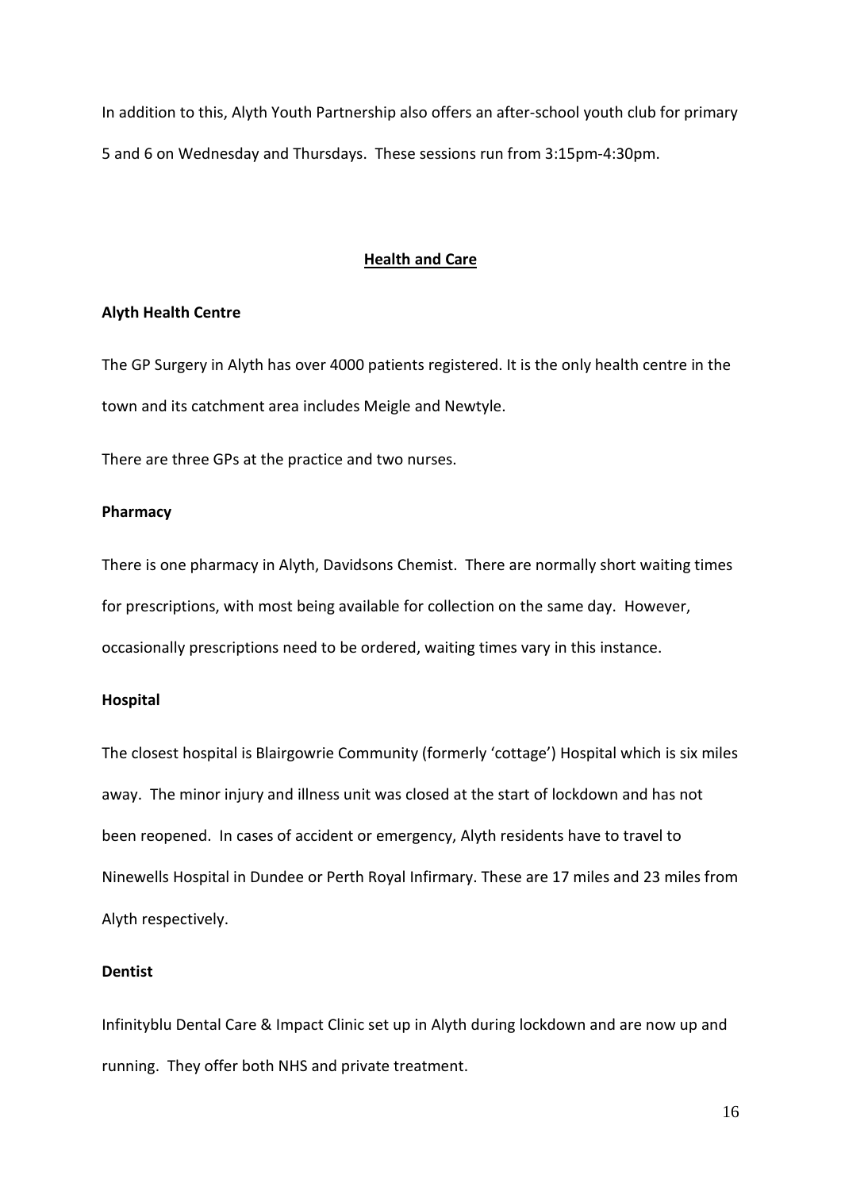In addition to this, Alyth Youth Partnership also offers an after-school youth club for primary 5 and 6 on Wednesday and Thursdays. These sessions run from 3:15pm-4:30pm.

## Health and Care

### Alyth Health Centre

The GP Surgery in Alyth has over 4000 patients registered. It is the only health centre in the town and its catchment area includes Meigle and Newtyle.

There are three GPs at the practice and two nurses.

### Pharmacy

There is one pharmacy in Alyth, Davidsons Chemist. There are normally short waiting times for prescriptions, with most being available for collection on the same day. However, occasionally prescriptions need to be ordered, waiting times vary in this instance.

### Hospital

The closest hospital is Blairgowrie Community (formerly 'cottage') Hospital which is six miles away. The minor injury and illness unit was closed at the start of lockdown and has not been reopened. In cases of accident or emergency, Alyth residents have to travel to Ninewells Hospital in Dundee or Perth Royal Infirmary. These are 17 miles and 23 miles from Alyth respectively.

### Dentist

Infinityblu Dental Care & Impact Clinic set up in Alyth during lockdown and are now up and running. They offer both NHS and private treatment.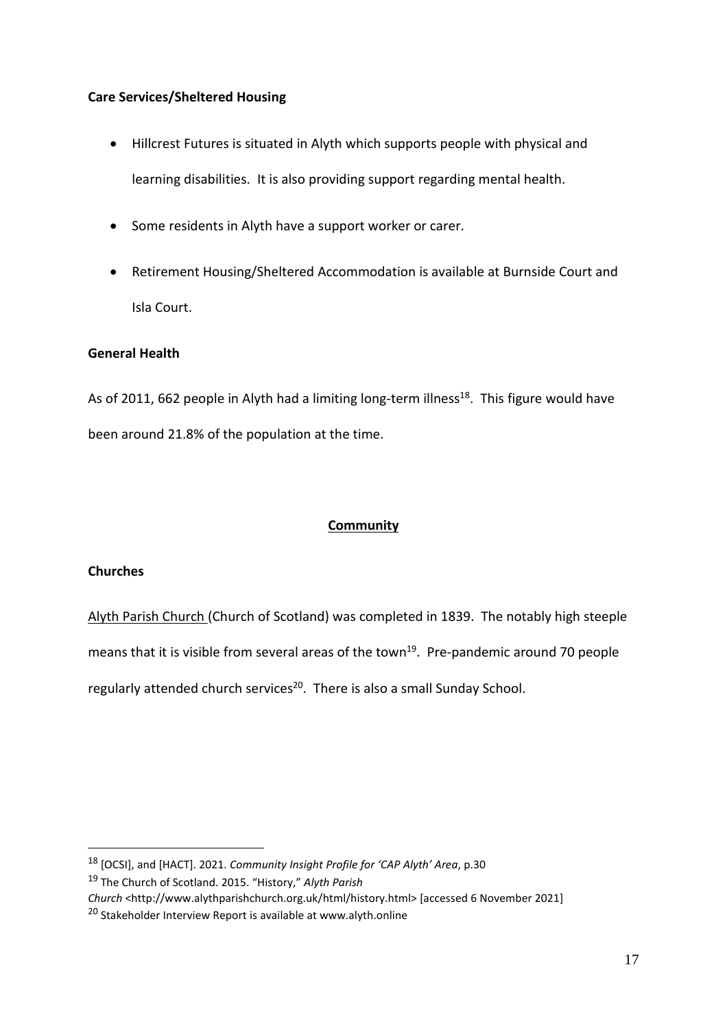### Care Services/Sheltered Housing

- Hillcrest Futures is situated in Alyth which supports people with physical and learning disabilities. It is also providing support regarding mental health.
- Some residents in Alyth have a support worker or carer.
- Retirement Housing/Sheltered Accommodation is available at Burnside Court and Isla Court.

### General Health

As of 2011, 662 people in Alyth had a limiting long-term illness[18]. This figure would have been around 21.8% of the population at the time.

## Community

### Churches

Alyth Parish Church (Church of Scotland) was completed in 1839. The notably high steeple means that it is visible from several areas of the town[19]. Pre-pandemic around 70 people regularly attended church services[20]. There is also a small Sunday School.

---

[18] [OCSI], and [HACT]. 2021. *Community Insight Profile for 'CAP Alyth' Area*, p.30

[19] The Church of Scotland. 2015. "History," *Alyth Parish Church* <http://www.alythparishchurch.org.uk/html/history.html> [accessed 6 November 2021]

[20] Stakeholder Interview Report is available at www.alyth.online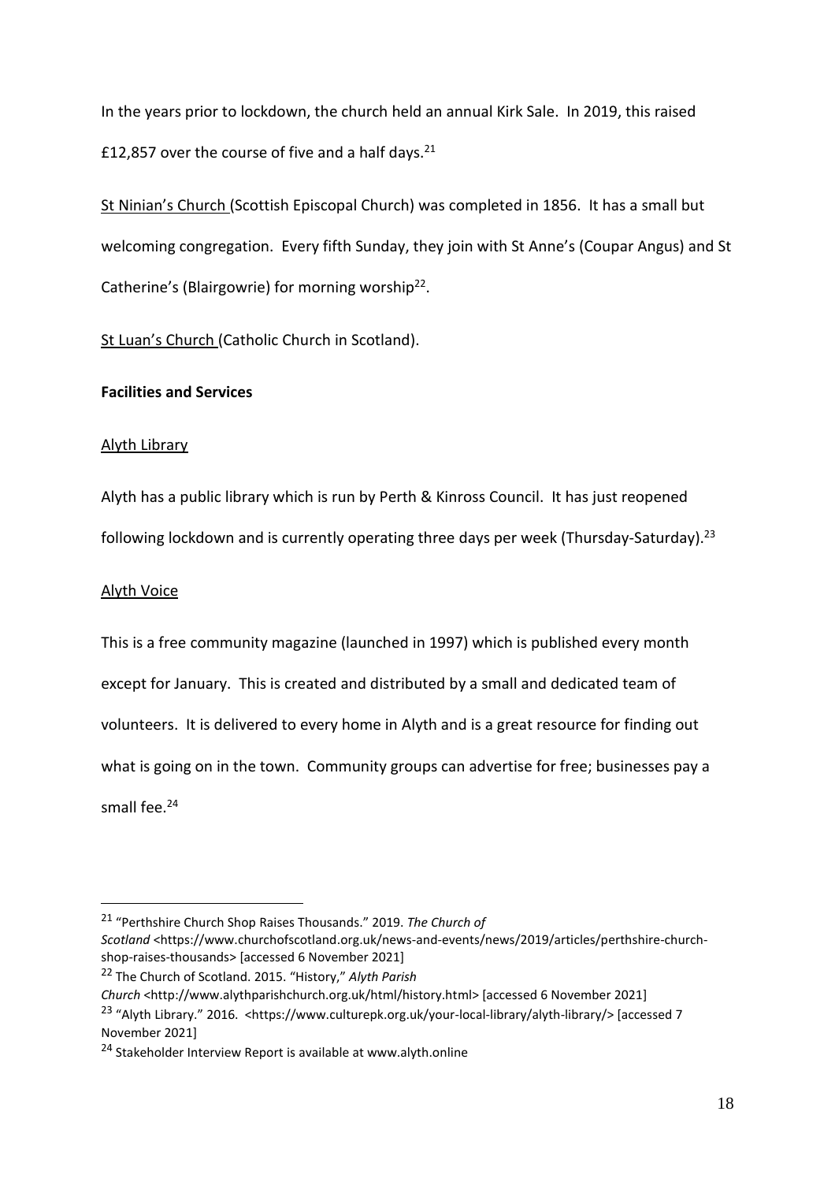In the years prior to lockdown, the church held an annual Kirk Sale. In 2019, this raised £12,857 over the course of five and a half days.[21]

St Ninian's Church (Scottish Episcopal Church) was completed in 1856. It has a small but welcoming congregation. Every fifth Sunday, they join with St Anne's (Coupar Angus) and St Catherine's (Blairgowrie) for morning worship[22].

St Luan's Church (Catholic Church in Scotland).

**Facilities and Services**

Alyth Library

Alyth has a public library which is run by Perth & Kinross Council. It has just reopened following lockdown and is currently operating three days per week (Thursday-Saturday).[23]

Alyth Voice

This is a free community magazine (launched in 1997) which is published every month except for January. This is created and distributed by a small and dedicated team of volunteers. It is delivered to every home in Alyth and is a great resource for finding out what is going on in the town. Community groups can advertise for free; businesses pay a small fee.[24]

---

[21] "Perthshire Church Shop Raises Thousands." 2019. *The Church of Scotland* <https://www.churchofscotland.org.uk/news-and-events/news/2019/articles/perthshire-church-shop-raises-thousands> [accessed 6 November 2021]

[22] The Church of Scotland. 2015. "History," *Alyth Parish Church* <http://www.alythparishchurch.org.uk/html/history.html> [accessed 6 November 2021]

[23] "Alyth Library." 2016. <https://www.culturepk.org.uk/your-local-library/alyth-library/> [accessed 7 November 2021]

[24] Stakeholder Interview Report is available at www.alyth.online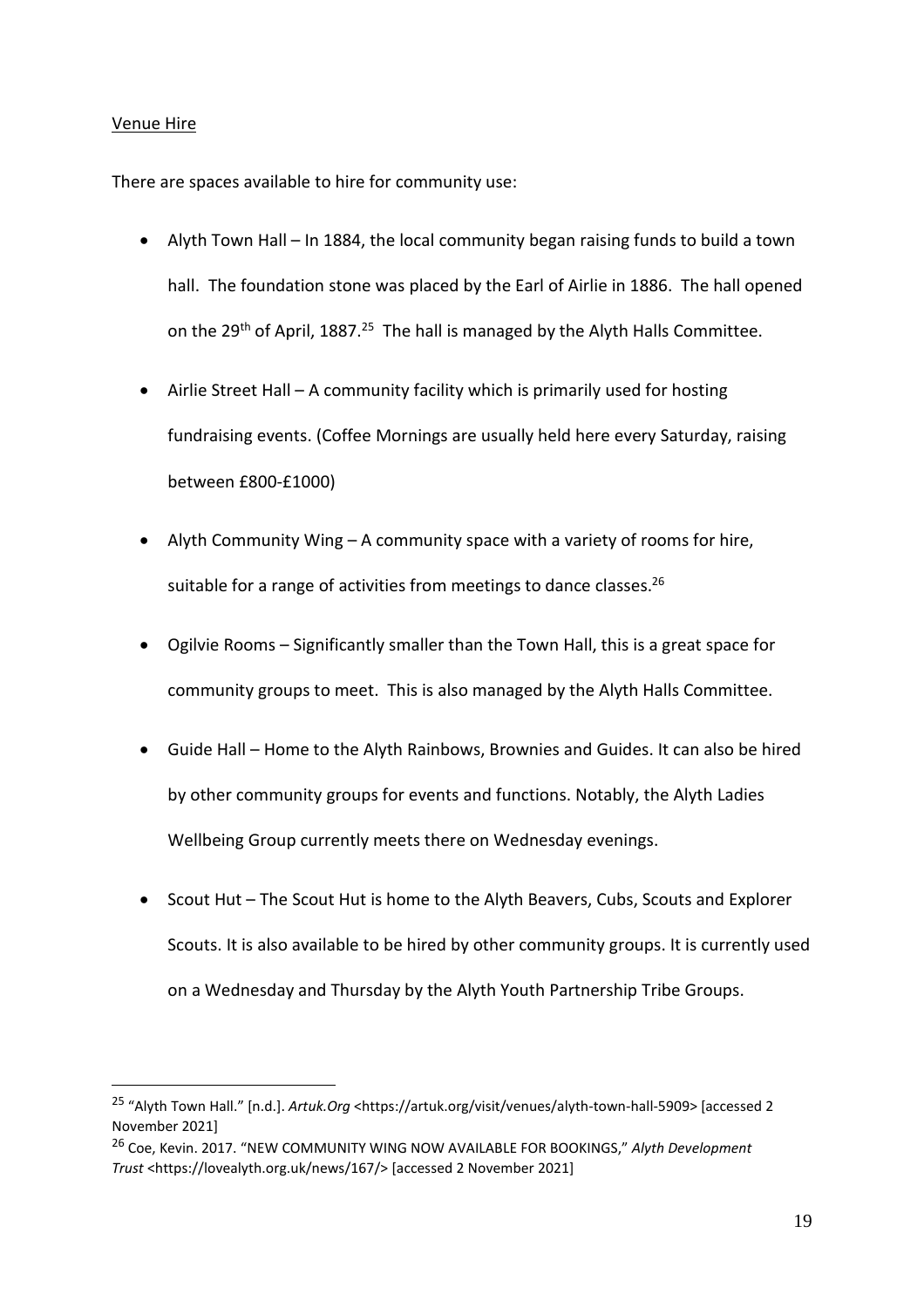Venue Hire

There are spaces available to hire for community use:

- Alyth Town Hall – In 1884, the local community began raising funds to build a town hall. The foundation stone was placed by the Earl of Airlie in 1886. The hall opened on the 29th of April, 1887.[25] The hall is managed by the Alyth Halls Committee.
- Airlie Street Hall – A community facility which is primarily used for hosting fundraising events. (Coffee Mornings are usually held here every Saturday, raising between £800-£1000)
- Alyth Community Wing – A community space with a variety of rooms for hire, suitable for a range of activities from meetings to dance classes.[26]
- Ogilvie Rooms – Significantly smaller than the Town Hall, this is a great space for community groups to meet. This is also managed by the Alyth Halls Committee.
- Guide Hall – Home to the Alyth Rainbows, Brownies and Guides. It can also be hired by other community groups for events and functions. Notably, the Alyth Ladies Wellbeing Group currently meets there on Wednesday evenings.
- Scout Hut – The Scout Hut is home to the Alyth Beavers, Cubs, Scouts and Explorer Scouts. It is also available to be hired by other community groups. It is currently used on a Wednesday and Thursday by the Alyth Youth Partnership Tribe Groups.

---

[25] "Alyth Town Hall." [n.d.]. *Artuk.Org* <https://artuk.org/visit/venues/alyth-town-hall-5909> [accessed 2 November 2021]

[26] Coe, Kevin. 2017. "NEW COMMUNITY WING NOW AVAILABLE FOR BOOKINGS," *Alyth Development Trust* <https://lovealyth.org.uk/news/167/> [accessed 2 November 2021]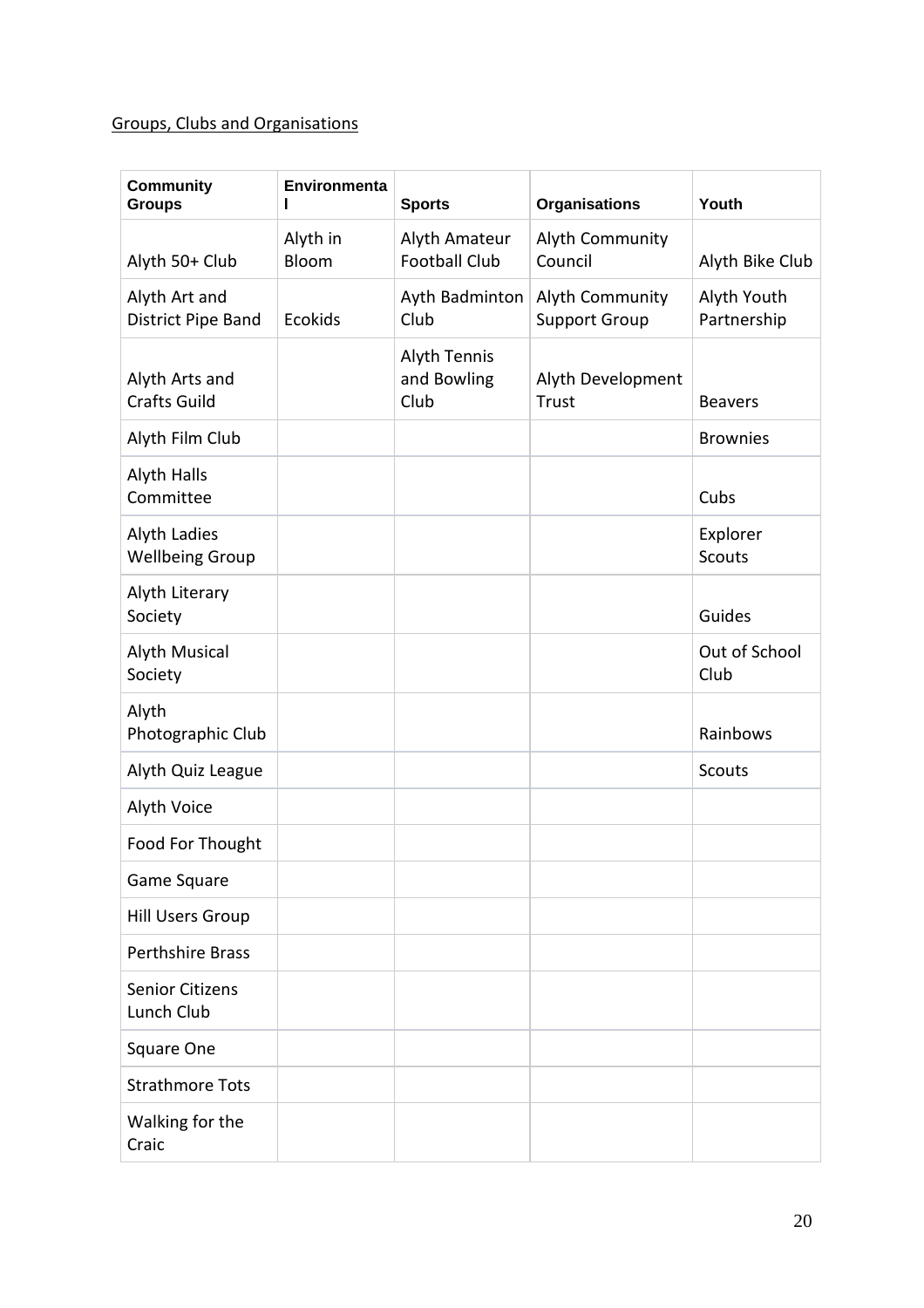Groups, Clubs and Organisations

| Community Groups | Environmental | Sports | Organisations | Youth |
| --- | --- | --- | --- | --- |
| Alyth 50+ Club | Alyth in Bloom | Alyth Amateur Football Club | Alyth Community Council | Alyth Bike Club |
| Alyth Art and District Pipe Band | Ecokids | Ayth Badminton Club | Alyth Community Support Group | Alyth Youth Partnership |
| Alyth Arts and Crafts Guild | | Alyth Tennis and Bowling Club | Alyth Development Trust | Beavers |
| Alyth Film Club | | | | Brownies |
| Alyth Halls Committee | | | | Cubs |
| Alyth Ladies Wellbeing Group | | | | Explorer Scouts |
| Alyth Literary Society | | | | Guides |
| Alyth Musical Society | | | | Out of School Club |
| Alyth Photographic Club | | | | Rainbows |
| Alyth Quiz League | | | | Scouts |
| Alyth Voice | | | | |
| Food For Thought | | | | |
| Game Square | | | | |
| Hill Users Group | | | | |
| Perthshire Brass | | | | |
| Senior Citizens Lunch Club | | | | |
| Square One | | | | |
| Strathmore Tots | | | | |
| Walking for the Craic | | | | |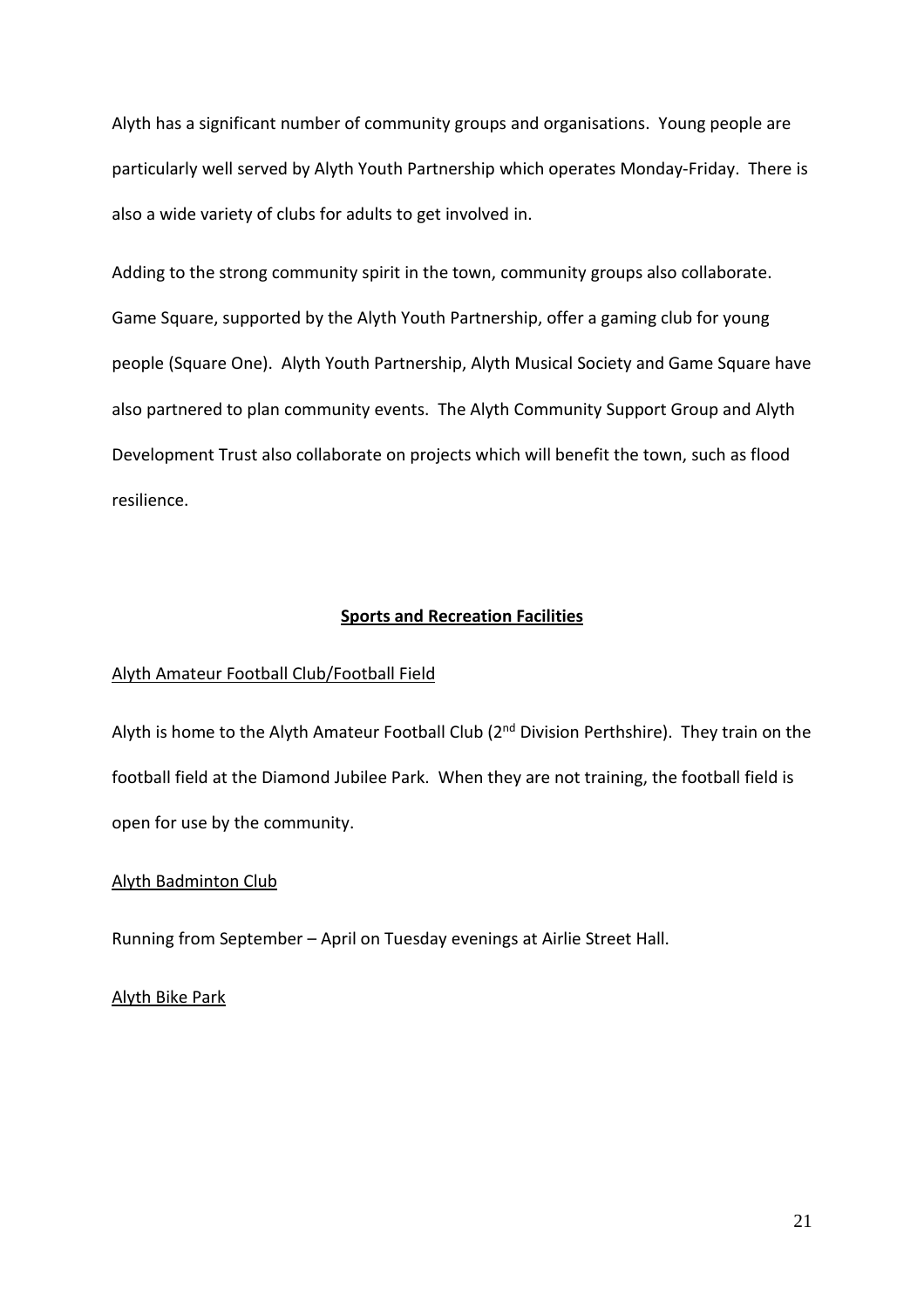Alyth has a significant number of community groups and organisations. Young people are particularly well served by Alyth Youth Partnership which operates Monday-Friday. There is also a wide variety of clubs for adults to get involved in.

Adding to the strong community spirit in the town, community groups also collaborate. Game Square, supported by the Alyth Youth Partnership, offer a gaming club for young people (Square One). Alyth Youth Partnership, Alyth Musical Society and Game Square have also partnered to plan community events. The Alyth Community Support Group and Alyth Development Trust also collaborate on projects which will benefit the town, such as flood resilience.

## Sports and Recreation Facilities

### Alyth Amateur Football Club/Football Field

Alyth is home to the Alyth Amateur Football Club (2nd Division Perthshire). They train on the football field at the Diamond Jubilee Park. When they are not training, the football field is open for use by the community.

### Alyth Badminton Club

Running from September – April on Tuesday evenings at Airlie Street Hall.

### Alyth Bike Park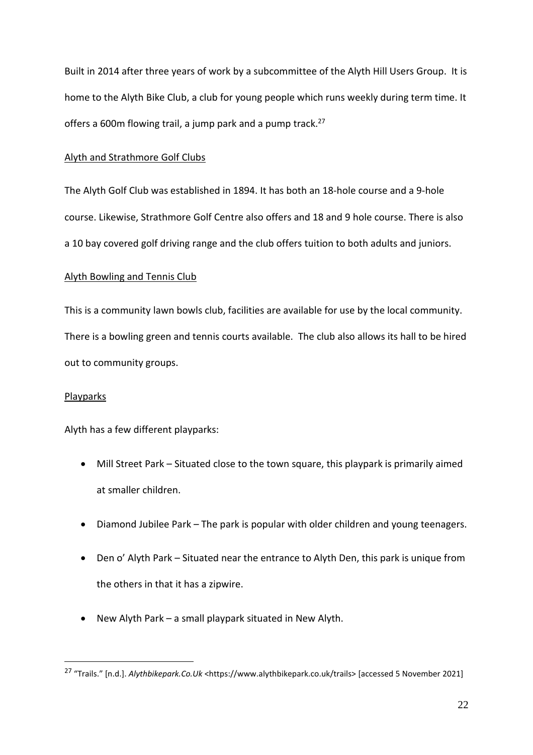Built in 2014 after three years of work by a subcommittee of the Alyth Hill Users Group. It is home to the Alyth Bike Club, a club for young people which runs weekly during term time. It offers a 600m flowing trail, a jump park and a pump track.[27]

### Alyth and Strathmore Golf Clubs

The Alyth Golf Club was established in 1894. It has both an 18-hole course and a 9-hole course. Likewise, Strathmore Golf Centre also offers and 18 and 9 hole course. There is also a 10 bay covered golf driving range and the club offers tuition to both adults and juniors.

### Alyth Bowling and Tennis Club

This is a community lawn bowls club, facilities are available for use by the local community. There is a bowling green and tennis courts available. The club also allows its hall to be hired out to community groups.

### Playparks

Alyth has a few different playparks:

- Mill Street Park – Situated close to the town square, this playpark is primarily aimed at smaller children.
- Diamond Jubilee Park – The park is popular with older children and young teenagers.
- Den o' Alyth Park – Situated near the entrance to Alyth Den, this park is unique from the others in that it has a zipwire.
- New Alyth Park – a small playpark situated in New Alyth.

---

[27] "Trails." [n.d.]. *Alythbikepark.Co.Uk* <https://www.alythbikepark.co.uk/trails> [accessed 5 November 2021]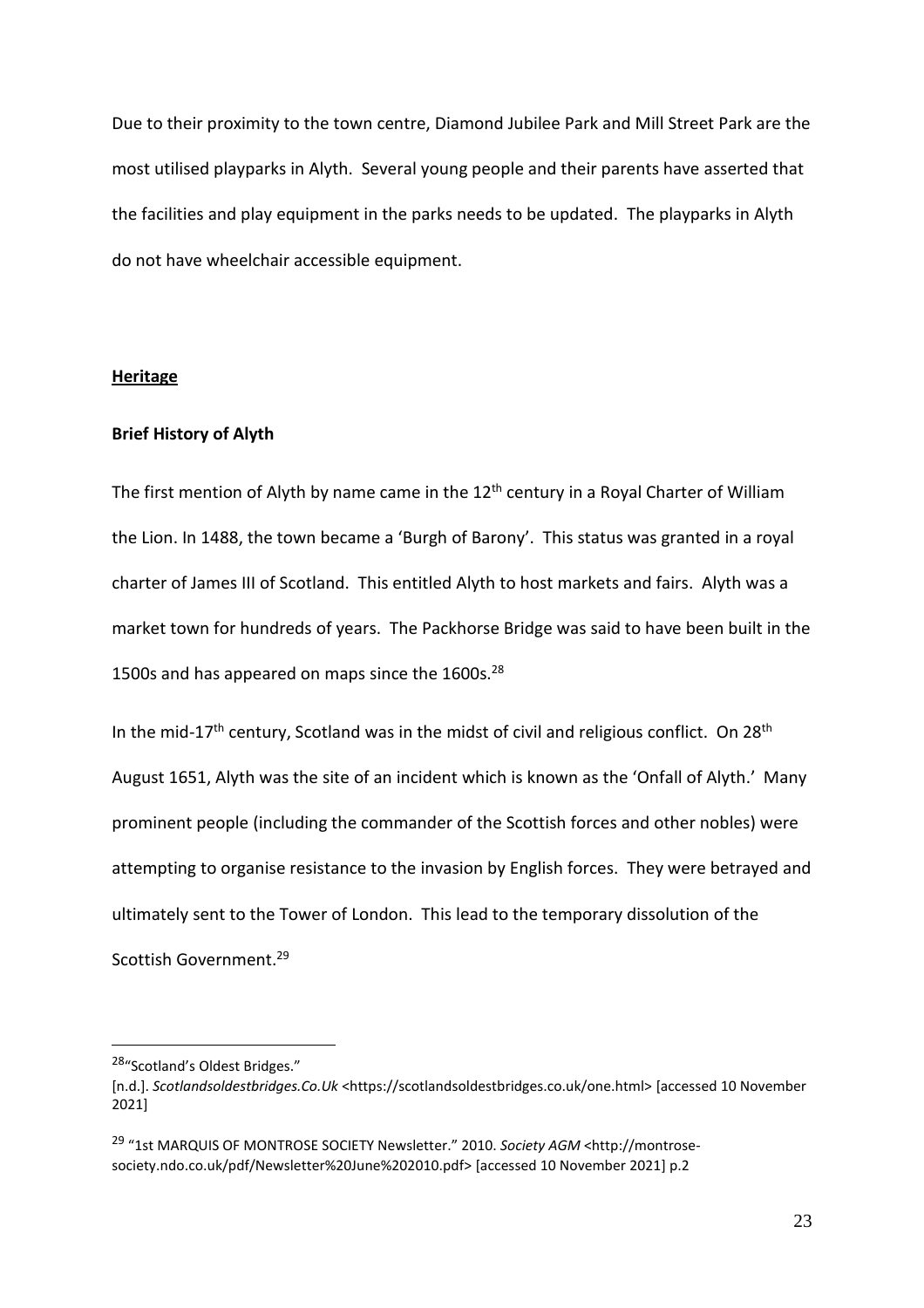Due to their proximity to the town centre, Diamond Jubilee Park and Mill Street Park are the most utilised playparks in Alyth. Several young people and their parents have asserted that the facilities and play equipment in the parks needs to be updated. The playparks in Alyth do not have wheelchair accessible equipment.

## **Heritage**

### Brief History of Alyth

The first mention of Alyth by name came in the 12th century in a Royal Charter of William the Lion. In 1488, the town became a 'Burgh of Barony'. This status was granted in a royal charter of James III of Scotland. This entitled Alyth to host markets and fairs. Alyth was a market town for hundreds of years. The Packhorse Bridge was said to have been built in the 1500s and has appeared on maps since the 1600s.[28]

In the mid-17th century, Scotland was in the midst of civil and religious conflict. On 28th August 1651, Alyth was the site of an incident which is known as the 'Onfall of Alyth.' Many prominent people (including the commander of the Scottish forces and other nobles) were attempting to organise resistance to the invasion by English forces. They were betrayed and ultimately sent to the Tower of London. This lead to the temporary dissolution of the Scottish Government.[29]

---

[28] "Scotland's Oldest Bridges." [n.d.]. *Scotlandsoldestbridges.Co.Uk* <https://scotlandsoldestbridges.co.uk/one.html> [accessed 10 November 2021]

[29] "1st MARQUIS OF MONTROSE SOCIETY Newsletter." 2010. *Society AGM* <http://montrose-society.ndo.co.uk/pdf/Newsletter%20June%202010.pdf> [accessed 10 November 2021] p.2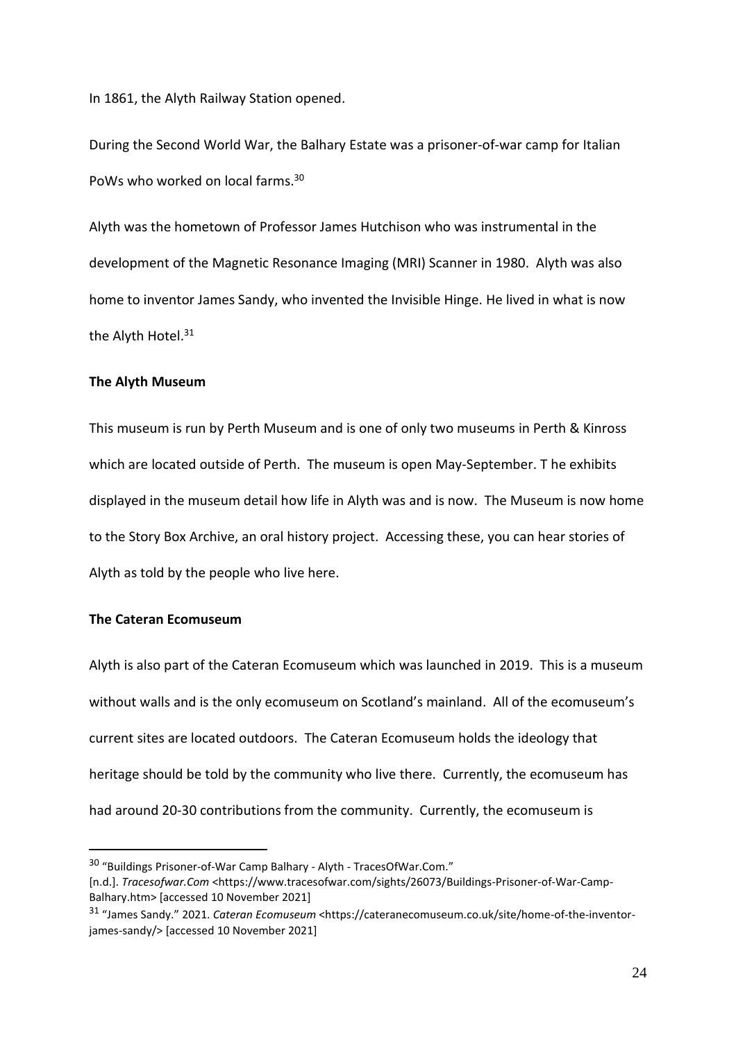In 1861, the Alyth Railway Station opened.

During the Second World War, the Balhary Estate was a prisoner-of-war camp for Italian PoWs who worked on local farms.[30]

Alyth was the hometown of Professor James Hutchison who was instrumental in the development of the Magnetic Resonance Imaging (MRI) Scanner in 1980. Alyth was also home to inventor James Sandy, who invented the Invisible Hinge. He lived in what is now the Alyth Hotel.[31]

**The Alyth Museum**

This museum is run by Perth Museum and is one of only two museums in Perth & Kinross which are located outside of Perth. The museum is open May-September. T he exhibits displayed in the museum detail how life in Alyth was and is now. The Museum is now home to the Story Box Archive, an oral history project. Accessing these, you can hear stories of Alyth as told by the people who live here.

**The Cateran Ecomuseum**

Alyth is also part of the Cateran Ecomuseum which was launched in 2019. This is a museum without walls and is the only ecomuseum on Scotland's mainland. All of the ecomuseum's current sites are located outdoors. The Cateran Ecomuseum holds the ideology that heritage should be told by the community who live there. Currently, the ecomuseum has had around 20-30 contributions from the community. Currently, the ecomuseum is

---

[30] "Buildings Prisoner-of-War Camp Balhary - Alyth - TracesOfWar.Com." [n.d.]. *Tracesofwar.Com* <https://www.tracesofwar.com/sights/26073/Buildings-Prisoner-of-War-Camp-Balhary.htm> [accessed 10 November 2021]

[31] "James Sandy." 2021. *Cateran Ecomuseum* <https://cateranecomuseum.co.uk/site/home-of-the-inventor-james-sandy/> [accessed 10 November 2021]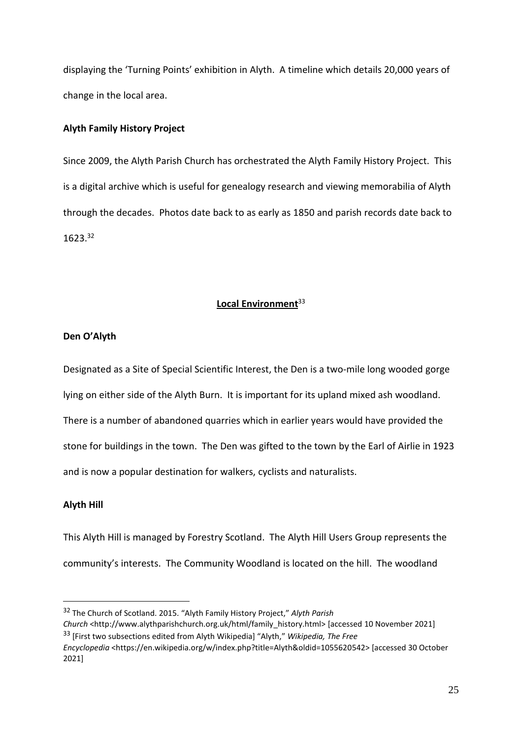displaying the 'Turning Points' exhibition in Alyth. A timeline which details 20,000 years of change in the local area.

**Alyth Family History Project**

Since 2009, the Alyth Parish Church has orchestrated the Alyth Family History Project. This is a digital archive which is useful for genealogy research and viewing memorabilia of Alyth through the decades. Photos date back to as early as 1850 and parish records date back to 1623.[32]

## Local Environment[33]

**Den O'Alyth**

Designated as a Site of Special Scientific Interest, the Den is a two-mile long wooded gorge lying on either side of the Alyth Burn. It is important for its upland mixed ash woodland. There is a number of abandoned quarries which in earlier years would have provided the stone for buildings in the town. The Den was gifted to the town by the Earl of Airlie in 1923 and is now a popular destination for walkers, cyclists and naturalists.

**Alyth Hill**

This Alyth Hill is managed by Forestry Scotland. The Alyth Hill Users Group represents the community's interests. The Community Woodland is located on the hill. The woodland

---

[32] The Church of Scotland. 2015. "Alyth Family History Project," *Alyth Parish Church* <http://www.alythparishchurch.org.uk/html/family_history.html> [accessed 10 November 2021]

[33] [First two subsections edited from Alyth Wikipedia] "Alyth," *Wikipedia, The Free Encyclopedia* <https://en.wikipedia.org/w/index.php?title=Alyth&oldid=1055620542> [accessed 30 October 2021]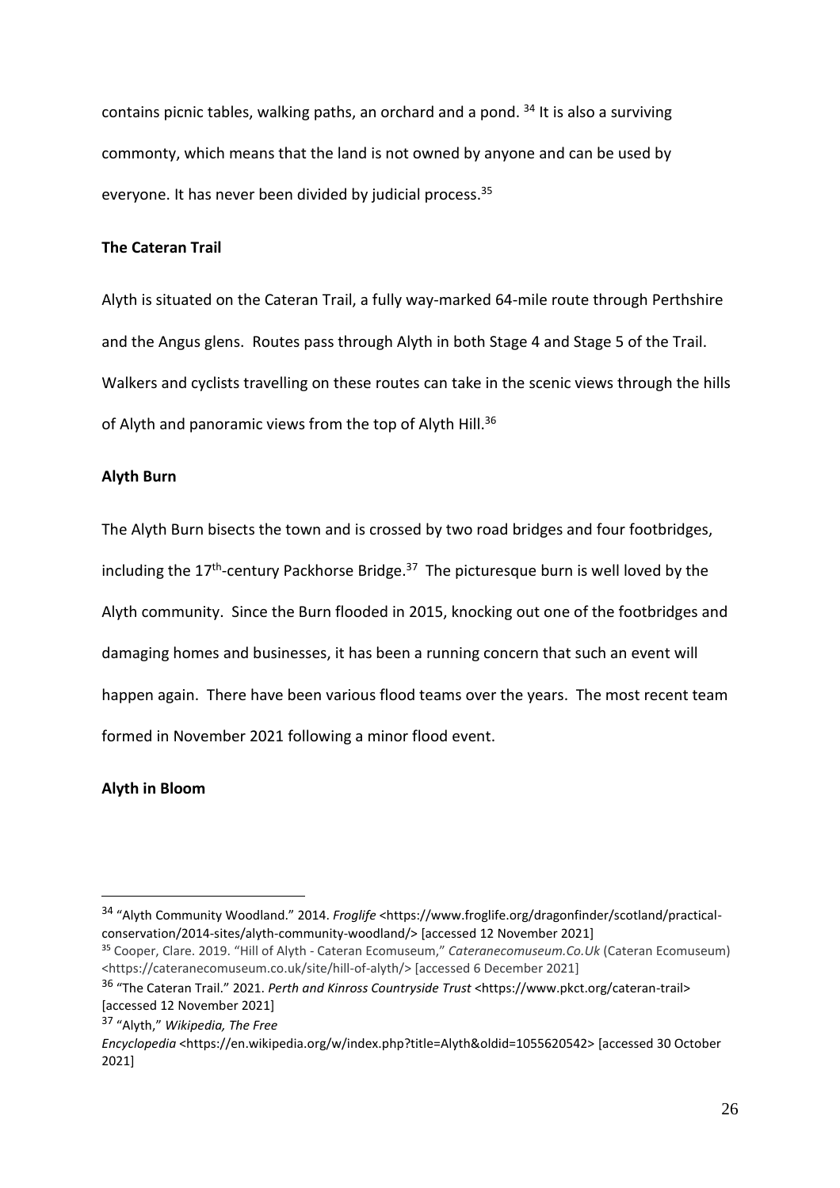contains picnic tables, walking paths, an orchard and a pond. [34] It is also a surviving commonty, which means that the land is not owned by anyone and can be used by everyone. It has never been divided by judicial process.[35]

**The Cateran Trail**

Alyth is situated on the Cateran Trail, a fully way-marked 64-mile route through Perthshire and the Angus glens. Routes pass through Alyth in both Stage 4 and Stage 5 of the Trail. Walkers and cyclists travelling on these routes can take in the scenic views through the hills of Alyth and panoramic views from the top of Alyth Hill.[36]

**Alyth Burn**

The Alyth Burn bisects the town and is crossed by two road bridges and four footbridges, including the 17th-century Packhorse Bridge.[37] The picturesque burn is well loved by the Alyth community. Since the Burn flooded in 2015, knocking out one of the footbridges and damaging homes and businesses, it has been a running concern that such an event will happen again. There have been various flood teams over the years. The most recent team formed in November 2021 following a minor flood event.

**Alyth in Bloom**

---

[34] "Alyth Community Woodland." 2014. *Froglife* <https://www.froglife.org/dragonfinder/scotland/practical-conservation/2014-sites/alyth-community-woodland/> [accessed 12 November 2021]

[35] Cooper, Clare. 2019. "Hill of Alyth - Cateran Ecomuseum," *Cateranecomuseum.Co.Uk* (Cateran Ecomuseum) <https://cateranecomuseum.co.uk/site/hill-of-alyth/> [accessed 6 December 2021]

[36] "The Cateran Trail." 2021. *Perth and Kinross Countryside Trust* <https://www.pkct.org/cateran-trail> [accessed 12 November 2021]

[37] "Alyth," *Wikipedia, The Free Encyclopedia* <https://en.wikipedia.org/w/index.php?title=Alyth&oldid=1055620542> [accessed 30 October 2021]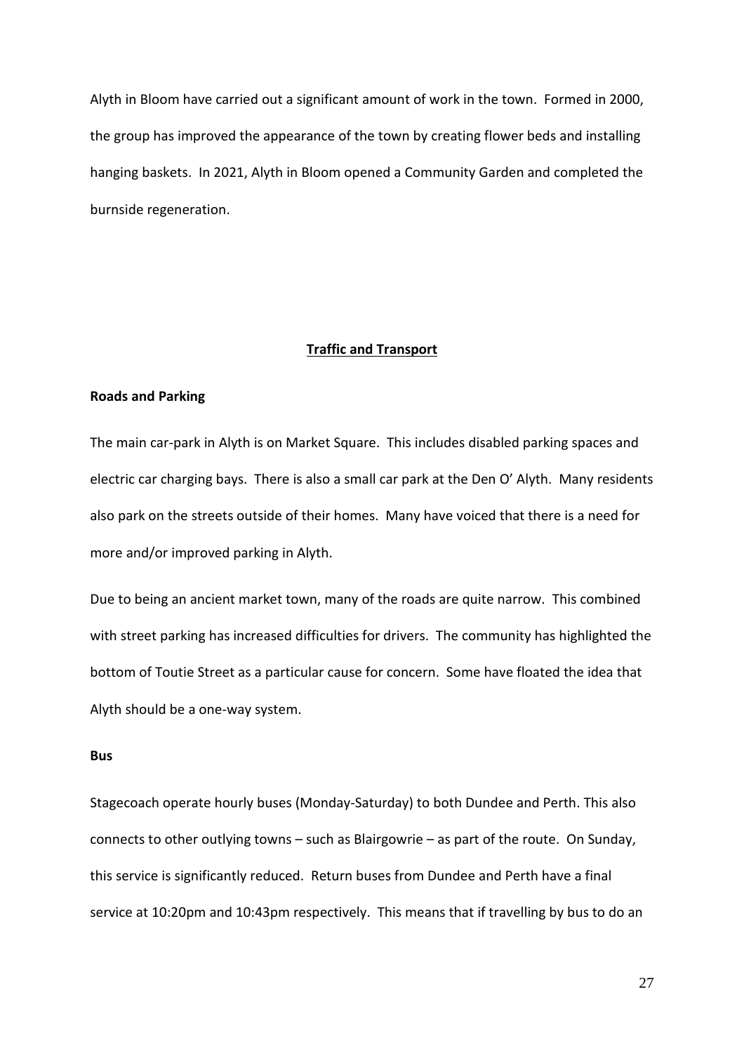Alyth in Bloom have carried out a significant amount of work in the town. Formed in 2000, the group has improved the appearance of the town by creating flower beds and installing hanging baskets. In 2021, Alyth in Bloom opened a Community Garden and completed the burnside regeneration.

## Traffic and Transport

### Roads and Parking

The main car-park in Alyth is on Market Square. This includes disabled parking spaces and electric car charging bays. There is also a small car park at the Den O' Alyth. Many residents also park on the streets outside of their homes. Many have voiced that there is a need for more and/or improved parking in Alyth.

Due to being an ancient market town, many of the roads are quite narrow. This combined with street parking has increased difficulties for drivers. The community has highlighted the bottom of Toutie Street as a particular cause for concern. Some have floated the idea that Alyth should be a one-way system.

### Bus

Stagecoach operate hourly buses (Monday-Saturday) to both Dundee and Perth. This also connects to other outlying towns – such as Blairgowrie – as part of the route. On Sunday, this service is significantly reduced. Return buses from Dundee and Perth have a final service at 10:20pm and 10:43pm respectively. This means that if travelling by bus to do an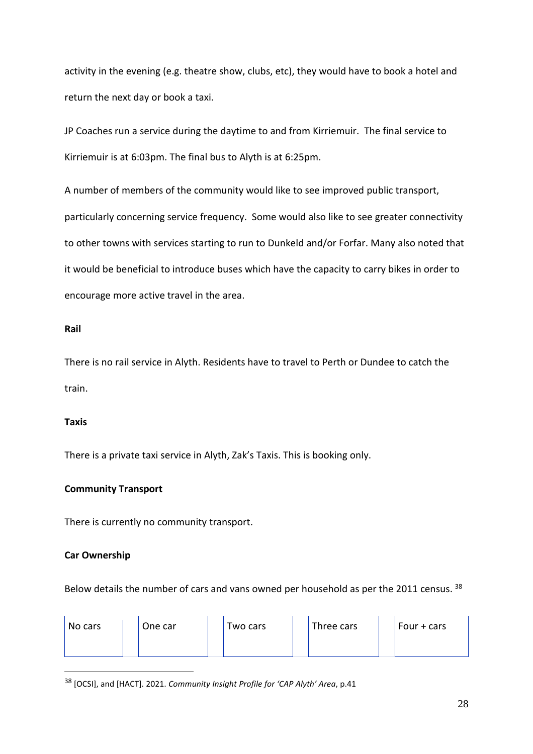activity in the evening (e.g. theatre show, clubs, etc), they would have to book a hotel and return the next day or book a taxi.

JP Coaches run a service during the daytime to and from Kirriemuir. The final service to Kirriemuir is at 6:03pm. The final bus to Alyth is at 6:25pm.

A number of members of the community would like to see improved public transport, particularly concerning service frequency. Some would also like to see greater connectivity to other towns with services starting to run to Dunkeld and/or Forfar. Many also noted that it would be beneficial to introduce buses which have the capacity to carry bikes in order to encourage more active travel in the area.

**Rail**

There is no rail service in Alyth. Residents have to travel to Perth or Dundee to catch the train.

**Taxis**

There is a private taxi service in Alyth, Zak's Taxis. This is booking only.

**Community Transport**

There is currently no community transport.

**Car Ownership**

Below details the number of cars and vans owned per household as per the 2011 census. [38]

| No cars | One car | Two cars | Three cars | Four + cars |
|---|---|---|---|---|

[38] [OCSI], and [HACT]. 2021. *Community Insight Profile for 'CAP Alyth' Area*, p.41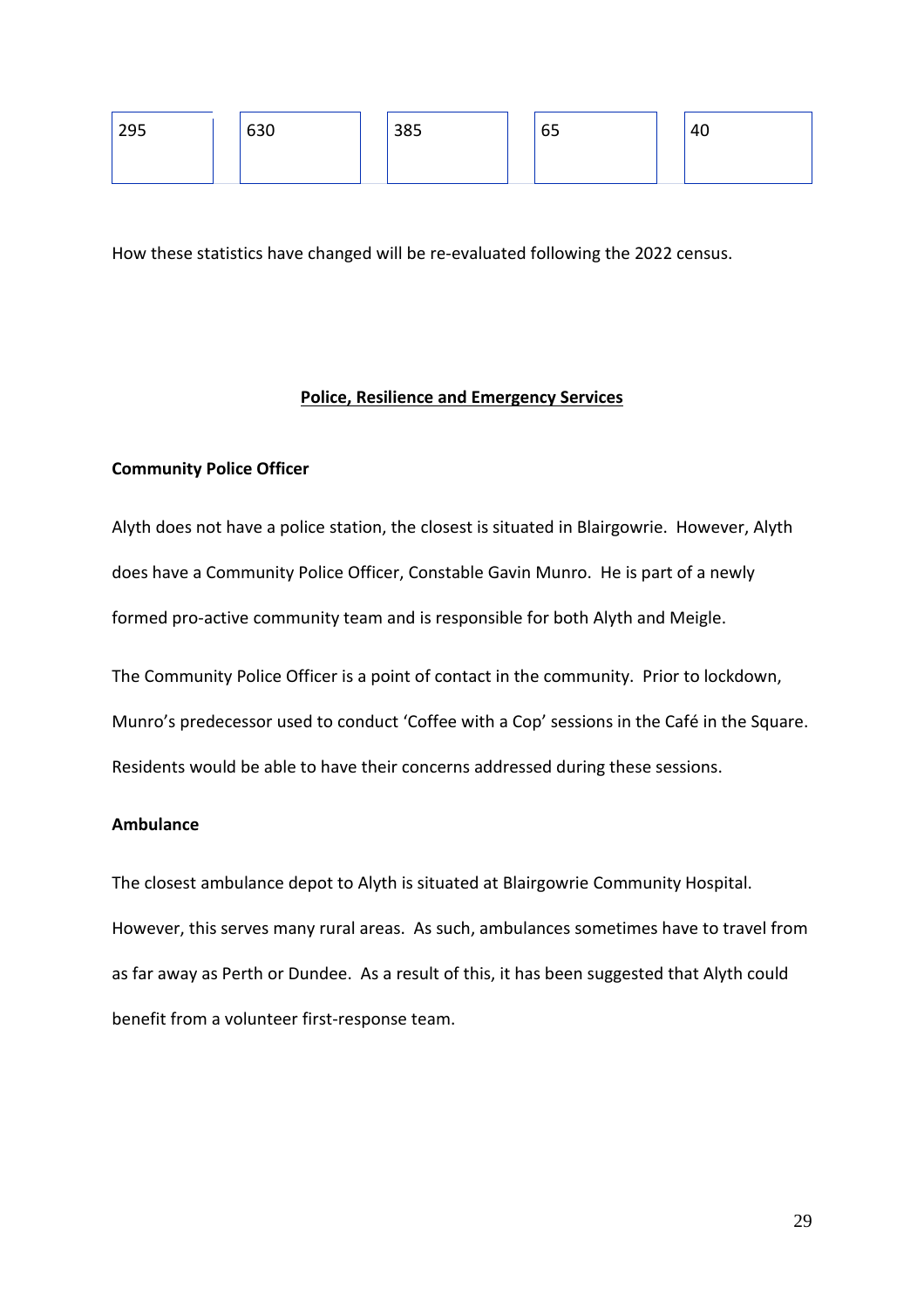| 295 | 630 | 385 | 65 | 40 |
|---|---|---|---|---|

How these statistics have changed will be re-evaluated following the 2022 census.

## Police, Resilience and Emergency Services

### Community Police Officer

Alyth does not have a police station, the closest is situated in Blairgowrie. However, Alyth does have a Community Police Officer, Constable Gavin Munro. He is part of a newly formed pro-active community team and is responsible for both Alyth and Meigle.

The Community Police Officer is a point of contact in the community. Prior to lockdown, Munro's predecessor used to conduct 'Coffee with a Cop' sessions in the Café in the Square. Residents would be able to have their concerns addressed during these sessions.

### Ambulance

The closest ambulance depot to Alyth is situated at Blairgowrie Community Hospital. However, this serves many rural areas. As such, ambulances sometimes have to travel from as far away as Perth or Dundee. As a result of this, it has been suggested that Alyth could benefit from a volunteer first-response team.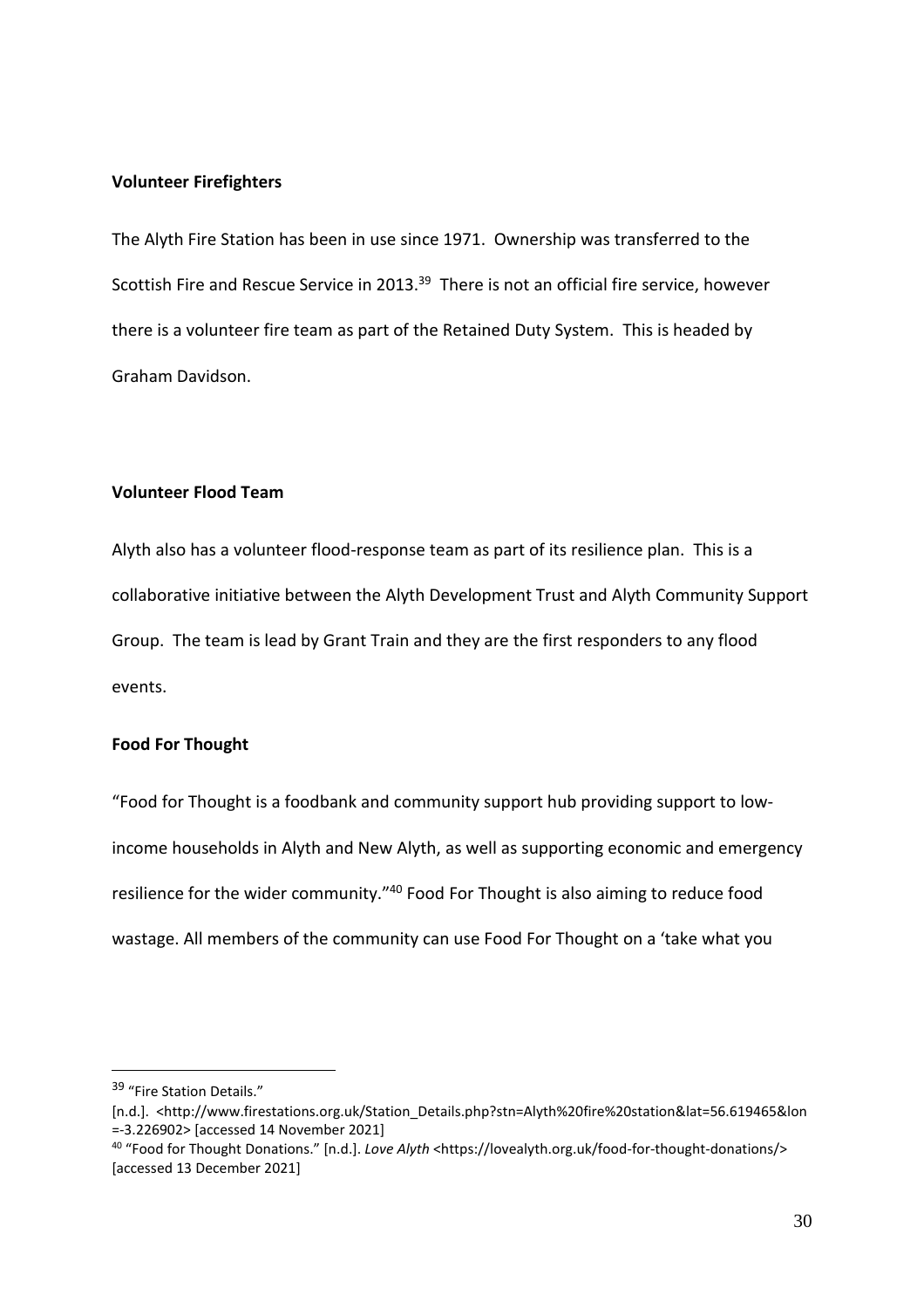**Volunteer Firefighters**

The Alyth Fire Station has been in use since 1971. Ownership was transferred to the Scottish Fire and Rescue Service in 2013.[39] There is not an official fire service, however there is a volunteer fire team as part of the Retained Duty System. This is headed by Graham Davidson.

**Volunteer Flood Team**

Alyth also has a volunteer flood-response team as part of its resilience plan. This is a collaborative initiative between the Alyth Development Trust and Alyth Community Support Group. The team is lead by Grant Train and they are the first responders to any flood events.

**Food For Thought**

"Food for Thought is a foodbank and community support hub providing support to low-income households in Alyth and New Alyth, as well as supporting economic and emergency resilience for the wider community."[40] Food For Thought is also aiming to reduce food wastage. All members of the community can use Food For Thought on a 'take what you

---

[39] "Fire Station Details." [n.d.]. <http://www.firestations.org.uk/Station_Details.php?stn=Alyth%20fire%20station&lat=56.619465&lon=-3.226902> [accessed 14 November 2021]

[40] "Food for Thought Donations." [n.d.]. *Love Alyth* <https://lovealyth.org.uk/food-for-thought-donations/> [accessed 13 December 2021]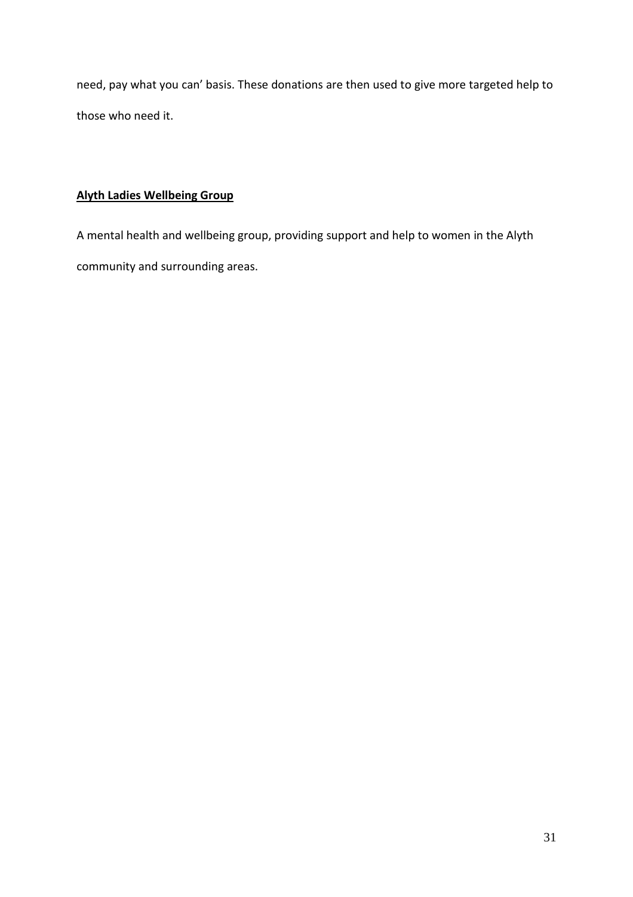need, pay what you can' basis. These donations are then used to give more targeted help to those who need it.

**Alyth Ladies Wellbeing Group**

A mental health and wellbeing group, providing support and help to women in the Alyth community and surrounding areas.